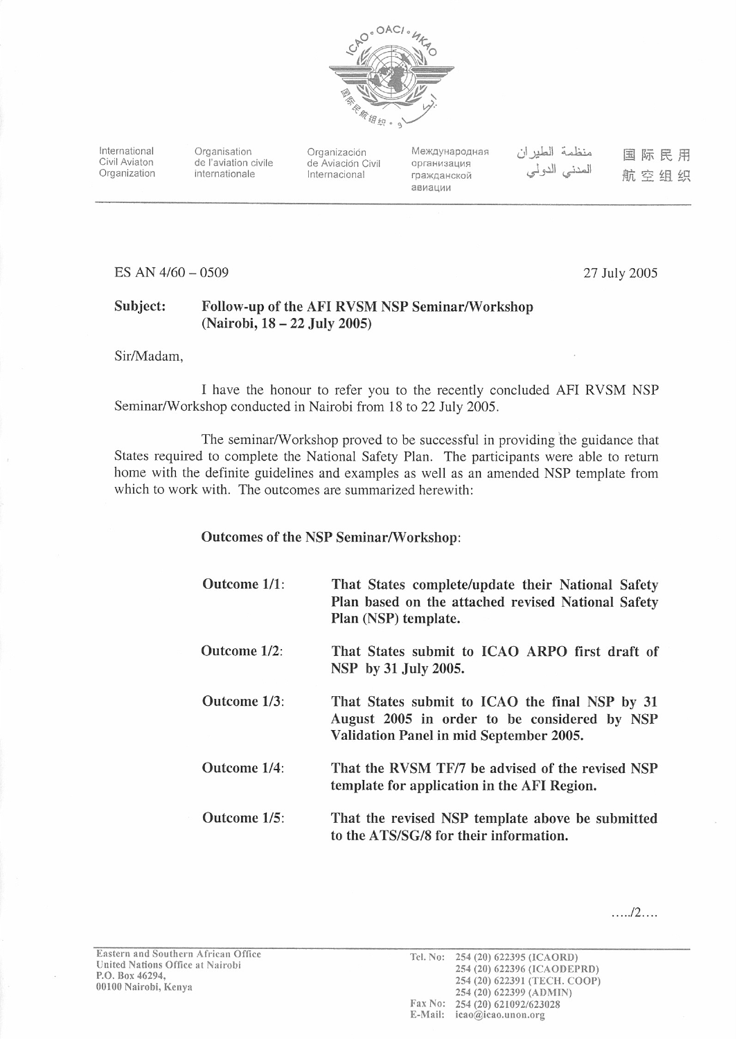International Civil Aviaton Organization

Organisation de l'aviation civile internationale

Organización de Aviación Civil Internacional

Международная организация гражданской авиации

منظمة الطيران المدني الدولي

国际民用航空组织

ES AN 4/60 – 0509

27 July 2005

**Subject: Follow-up of the AFI RVSM NSP Seminar/Workshop (Nairobi, 18 – 22 July 2005)**

Sir/Madam,

I have the honour to refer you to the recently concluded AFI RVSM NSP Seminar/Workshop conducted in Nairobi from 18 to 22 July 2005.

The seminar/Workshop proved to be successful in providing the guidance that States required to complete the National Safety Plan. The participants were able to return home with the definite guidelines and examples as well as an amended NSP template from which to work with. The outcomes are summarized herewith:

**Outcomes of the NSP Seminar/Workshop:**

**Outcome 1/1:** **That States complete/update their National Safety Plan based on the attached revised National Safety Plan (NSP) template.**

**Outcome 1/2:** **That States submit to ICAO ARPO first draft of NSP by 31 July 2005.**

**Outcome 1/3:** **That States submit to ICAO the final NSP by 31 August 2005 in order to be considered by NSP Validation Panel in mid September 2005.**

**Outcome 1/4:** **That the RVSM TF/7 be advised of the revised NSP template for application in the AFI Region.**

**Outcome 1/5:** **That the revised NSP template above be submitted to the ATS/SG/8 for their information.**

…../2….

Eastern and Southern African Office
United Nations Office at Nairobi
P.O. Box 46294,
00100 Nairobi, Kenya

Tel. No: 254 (20) 622395 (ICAORD)
254 (20) 622396 (ICAODEPRD)
254 (20) 622391 (TECH. COOP)
254 (20) 622399 (ADMIN)
Fax No: 254 (20) 621092/623028
E-Mail: icao@icao.unon.org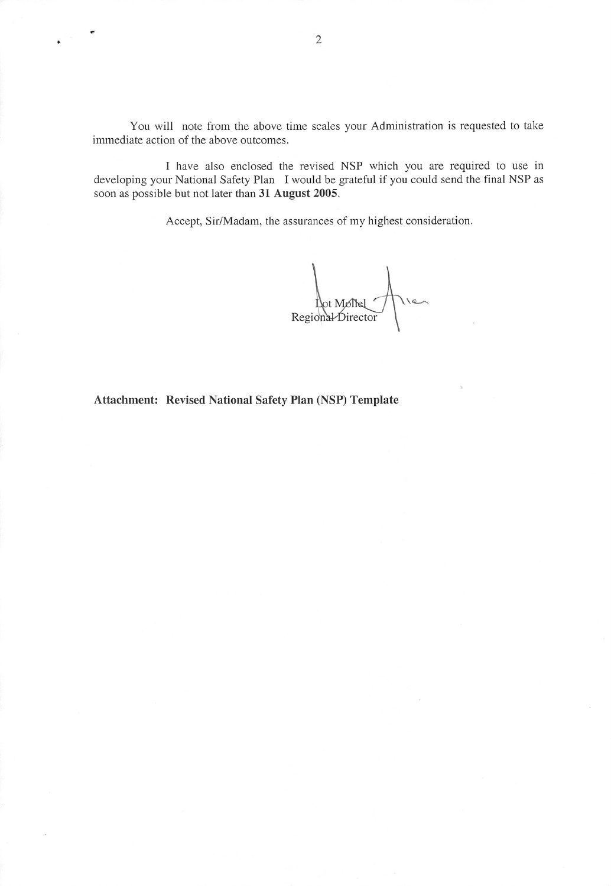You will note from the above time scales your Administration is requested to take immediate action of the above outcomes.

I have also enclosed the revised NSP which you are required to use in developing your National Safety Plan I would be grateful if you could send the final NSP as soon as possible but not later than **31 August 2005**.

Accept, Sir/Madam, the assurances of my highest consideration.

Lot Mollel
Regional Director

**Attachment: Revised National Safety Plan (NSP) Template**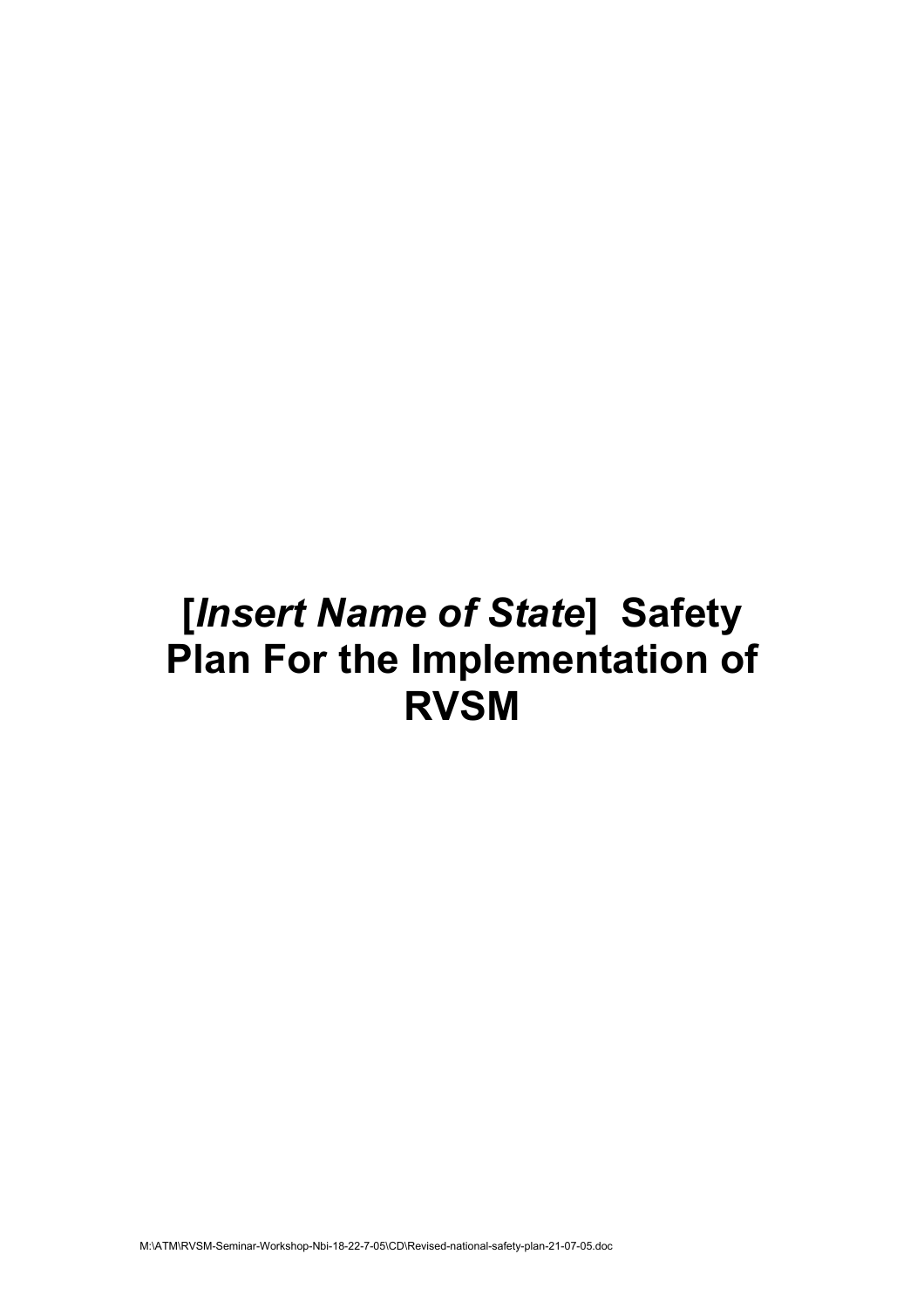# [*Insert Name of State*] Safety Plan For the Implementation of RVSM

M:\ATM\RVSM-Seminar-Workshop-Nbi-18-22-7-05\CD\Revised-national-safety-plan-21-07-05.doc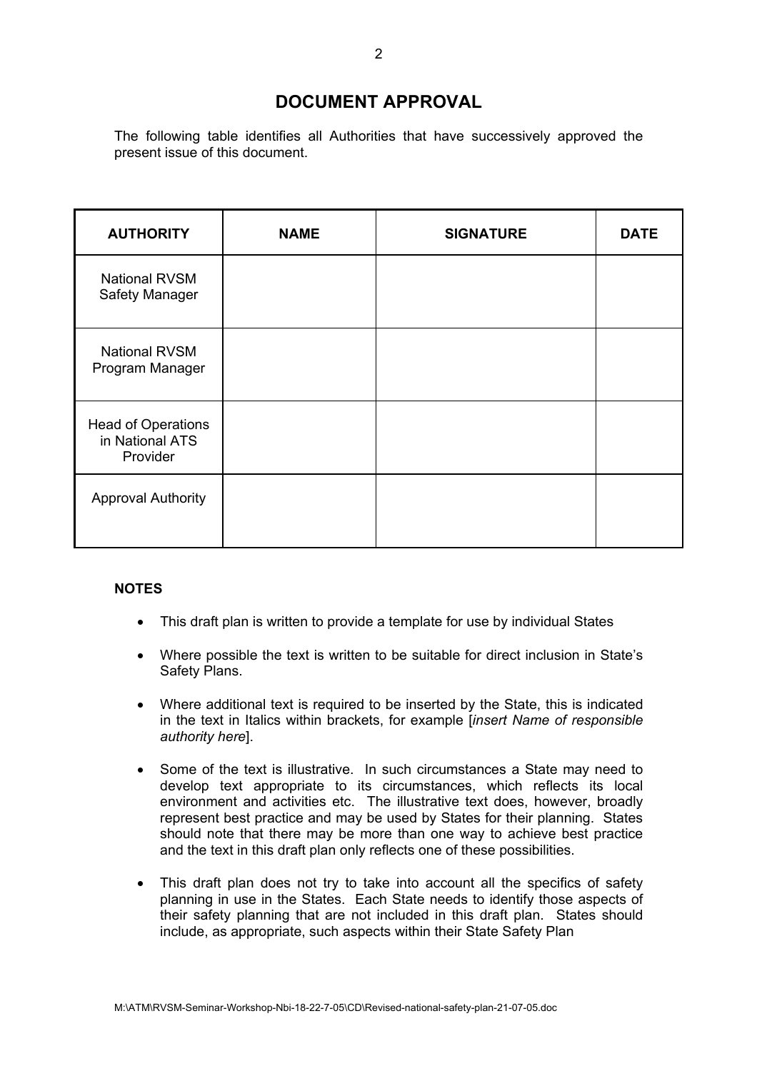# DOCUMENT APPROVAL

The following table identifies all Authorities that have successively approved the present issue of this document.

| AUTHORITY | NAME | SIGNATURE | DATE |
|---|---|---|---|
| National RVSM Safety Manager | | | |
| National RVSM Program Manager | | | |
| Head of Operations in National ATS Provider | | | |
| Approval Authority | | | |

**NOTES**

- This draft plan is written to provide a template for use by individual States
- Where possible the text is written to be suitable for direct inclusion in State's Safety Plans.
- Where additional text is required to be inserted by the State, this is indicated in the text in Italics within brackets, for example [*insert Name of responsible authority here*].
- Some of the text is illustrative. In such circumstances a State may need to develop text appropriate to its circumstances, which reflects its local environment and activities etc. The illustrative text does, however, broadly represent best practice and may be used by States for their planning. States should note that there may be more than one way to achieve best practice and the text in this draft plan only reflects one of these possibilities.
- This draft plan does not try to take into account all the specifics of safety planning in use in the States. Each State needs to identify those aspects of their safety planning that are not included in this draft plan. States should include, as appropriate, such aspects within their State Safety Plan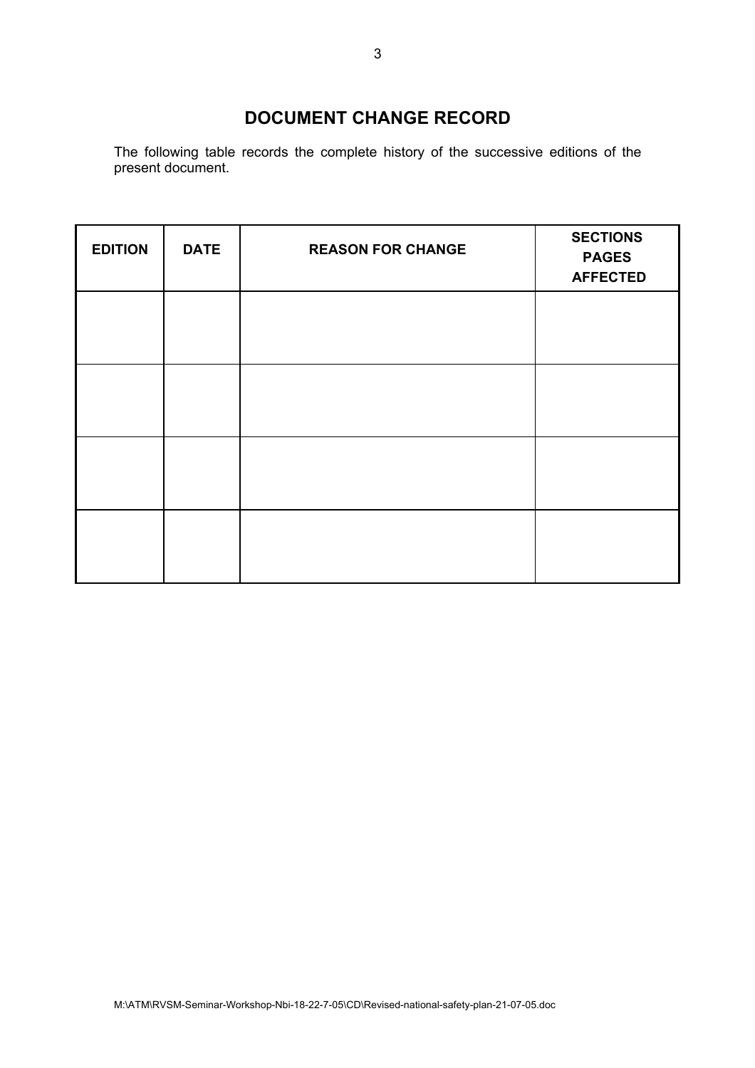# DOCUMENT CHANGE RECORD

The following table records the complete history of the successive editions of the present document.

| EDITION | DATE | REASON FOR CHANGE | SECTIONS PAGES AFFECTED |
|---|---|---|---|
| | | | |
| | | | |
| | | | |
| | | | |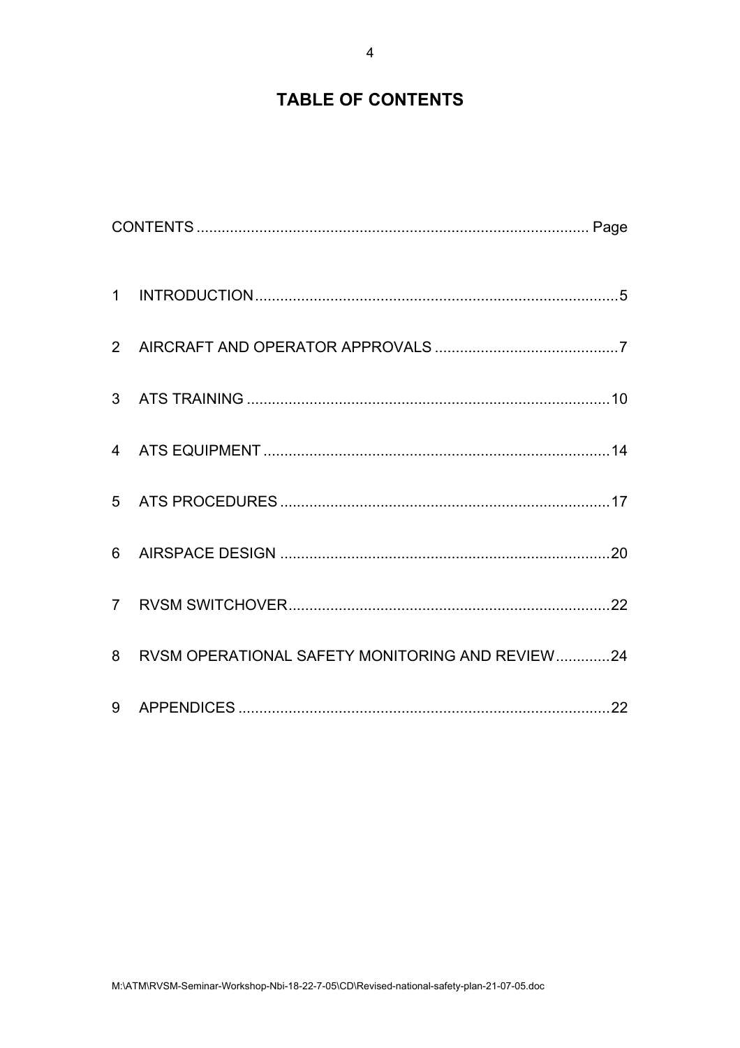# TABLE OF CONTENTS

| CONTENTS | | Page |
|---|---|---|
| 1 | INTRODUCTION | 5 |
| 2 | AIRCRAFT AND OPERATOR APPROVALS | 7 |
| 3 | ATS TRAINING | 10 |
| 4 | ATS EQUIPMENT | 14 |
| 5 | ATS PROCEDURES | 17 |
| 6 | AIRSPACE DESIGN | 20 |
| 7 | RVSM SWITCHOVER | 22 |
| 8 | RVSM OPERATIONAL SAFETY MONITORING AND REVIEW | 24 |
| 9 | APPENDICES | 22 |

M:\ATM\RVSM-Seminar-Workshop-Nbi-18-22-7-05\CD\Revised-national-safety-plan-21-07-05.doc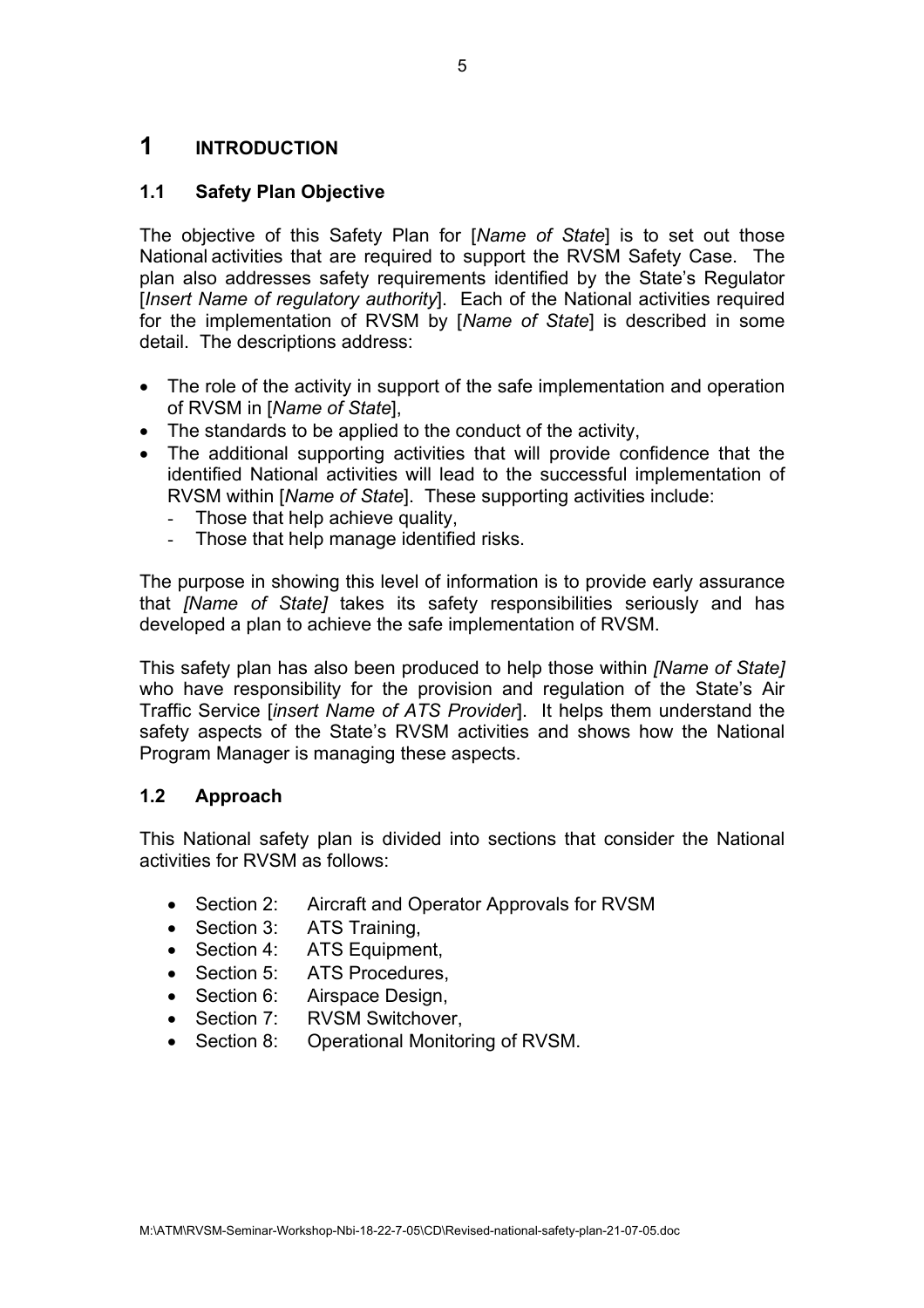# 1 INTRODUCTION

## 1.1 Safety Plan Objective

The objective of this Safety Plan for [*Name of State*] is to set out those National activities that are required to support the RVSM Safety Case. The plan also addresses safety requirements identified by the State's Regulator [*Insert Name of regulatory authority*]. Each of the National activities required for the implementation of RVSM by [*Name of State*] is described in some detail. The descriptions address:

- The role of the activity in support of the safe implementation and operation of RVSM in [*Name of State*],
- The standards to be applied to the conduct of the activity,
- The additional supporting activities that will provide confidence that the identified National activities will lead to the successful implementation of RVSM within [*Name of State*]. These supporting activities include:
  - Those that help achieve quality,
  - Those that help manage identified risks.

The purpose in showing this level of information is to provide early assurance that *[Name of State]* takes its safety responsibilities seriously and has developed a plan to achieve the safe implementation of RVSM.

This safety plan has also been produced to help those within *[Name of State]* who have responsibility for the provision and regulation of the State's Air Traffic Service [*insert Name of ATS Provider*]. It helps them understand the safety aspects of the State's RVSM activities and shows how the National Program Manager is managing these aspects.

## 1.2 Approach

This National safety plan is divided into sections that consider the National activities for RVSM as follows:

- Section 2: Aircraft and Operator Approvals for RVSM
- Section 3: ATS Training,
- Section 4: ATS Equipment,
- Section 5: ATS Procedures,
- Section 6: Airspace Design,
- Section 7: RVSM Switchover,
- Section 8: Operational Monitoring of RVSM.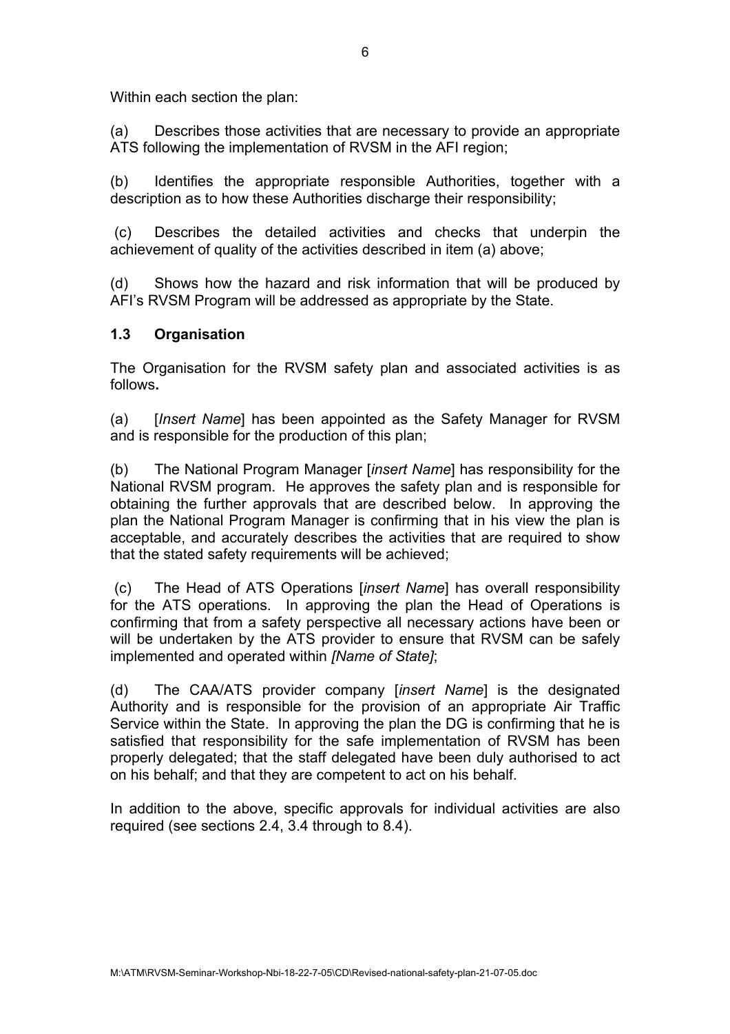Within each section the plan:

(a) Describes those activities that are necessary to provide an appropriate ATS following the implementation of RVSM in the AFI region;

(b) Identifies the appropriate responsible Authorities, together with a description as to how these Authorities discharge their responsibility;

(c) Describes the detailed activities and checks that underpin the achievement of quality of the activities described in item (a) above;

(d) Shows how the hazard and risk information that will be produced by AFI's RVSM Program will be addressed as appropriate by the State.

### 1.3 Organisation

The Organisation for the RVSM safety plan and associated activities is as follows**.**

(a) [*Insert Name*] has been appointed as the Safety Manager for RVSM and is responsible for the production of this plan;

(b) The National Program Manager [*insert Name*] has responsibility for the National RVSM program. He approves the safety plan and is responsible for obtaining the further approvals that are described below. In approving the plan the National Program Manager is confirming that in his view the plan is acceptable, and accurately describes the activities that are required to show that the stated safety requirements will be achieved;

(c) The Head of ATS Operations [*insert Name*] has overall responsibility for the ATS operations. In approving the plan the Head of Operations is confirming that from a safety perspective all necessary actions have been or will be undertaken by the ATS provider to ensure that RVSM can be safely implemented and operated within *[Name of State]*;

(d) The CAA/ATS provider company [*insert Name*] is the designated Authority and is responsible for the provision of an appropriate Air Traffic Service within the State. In approving the plan the DG is confirming that he is satisfied that responsibility for the safe implementation of RVSM has been properly delegated; that the staff delegated have been duly authorised to act on his behalf; and that they are competent to act on his behalf.

In addition to the above, specific approvals for individual activities are also required (see sections 2.4, 3.4 through to 8.4).

M:\ATM\RVSM-Seminar-Workshop-Nbi-18-22-7-05\CD\Revised-national-safety-plan-21-07-05.doc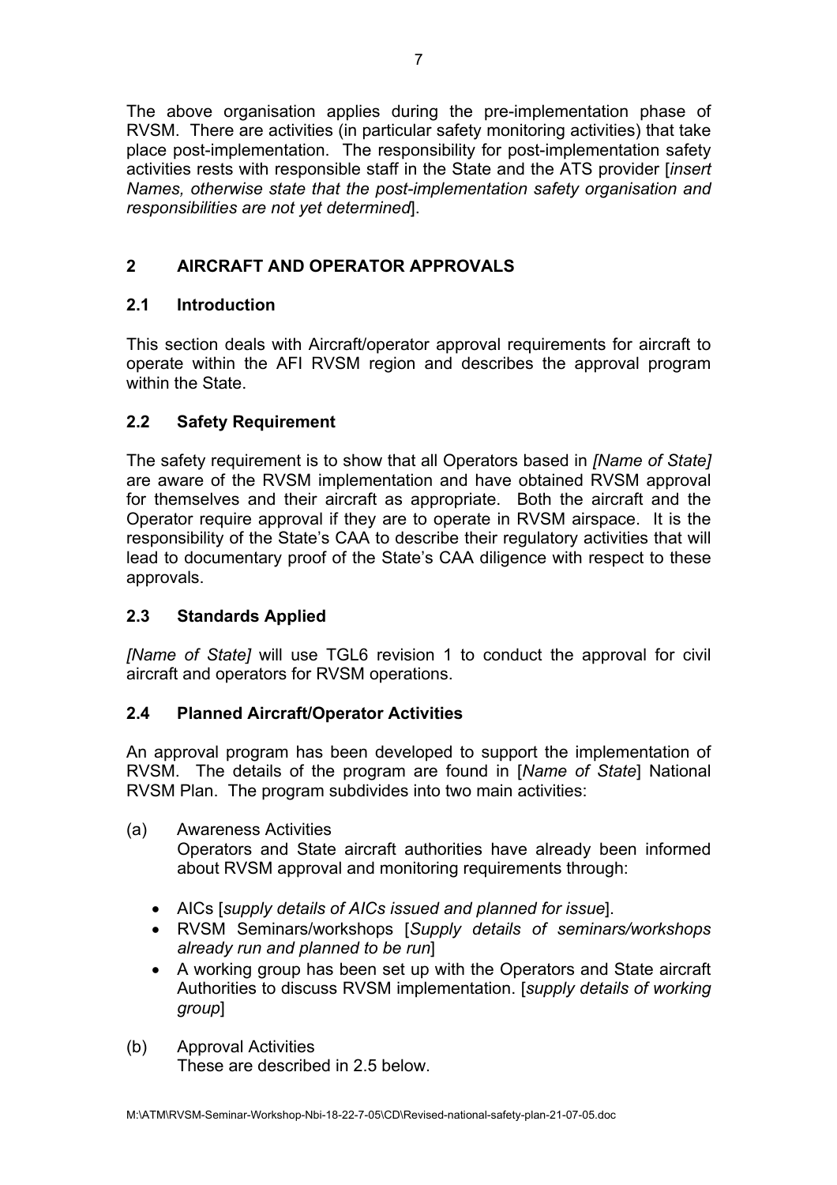The above organisation applies during the pre-implementation phase of RVSM. There are activities (in particular safety monitoring activities) that take place post-implementation. The responsibility for post-implementation safety activities rests with responsible staff in the State and the ATS provider [*insert Names, otherwise state that the post-implementation safety organisation and responsibilities are not yet determined*].

## 2 AIRCRAFT AND OPERATOR APPROVALS

### 2.1 Introduction

This section deals with Aircraft/operator approval requirements for aircraft to operate within the AFI RVSM region and describes the approval program within the State.

### 2.2 Safety Requirement

The safety requirement is to show that all Operators based in *[Name of State]* are aware of the RVSM implementation and have obtained RVSM approval for themselves and their aircraft as appropriate. Both the aircraft and the Operator require approval if they are to operate in RVSM airspace. It is the responsibility of the State's CAA to describe their regulatory activities that will lead to documentary proof of the State's CAA diligence with respect to these approvals.

### 2.3 Standards Applied

*[Name of State]* will use TGL6 revision 1 to conduct the approval for civil aircraft and operators for RVSM operations.

### 2.4 Planned Aircraft/Operator Activities

An approval program has been developed to support the implementation of RVSM. The details of the program are found in [*Name of State*] National RVSM Plan. The program subdivides into two main activities:

(a) Awareness Activities
Operators and State aircraft authorities have already been informed about RVSM approval and monitoring requirements through:

- AICs [*supply details of AICs issued and planned for issue*].
- RVSM Seminars/workshops [*Supply details of seminars/workshops already run and planned to be run*]
- A working group has been set up with the Operators and State aircraft Authorities to discuss RVSM implementation. [*supply details of working group*]

(b) Approval Activities
These are described in 2.5 below.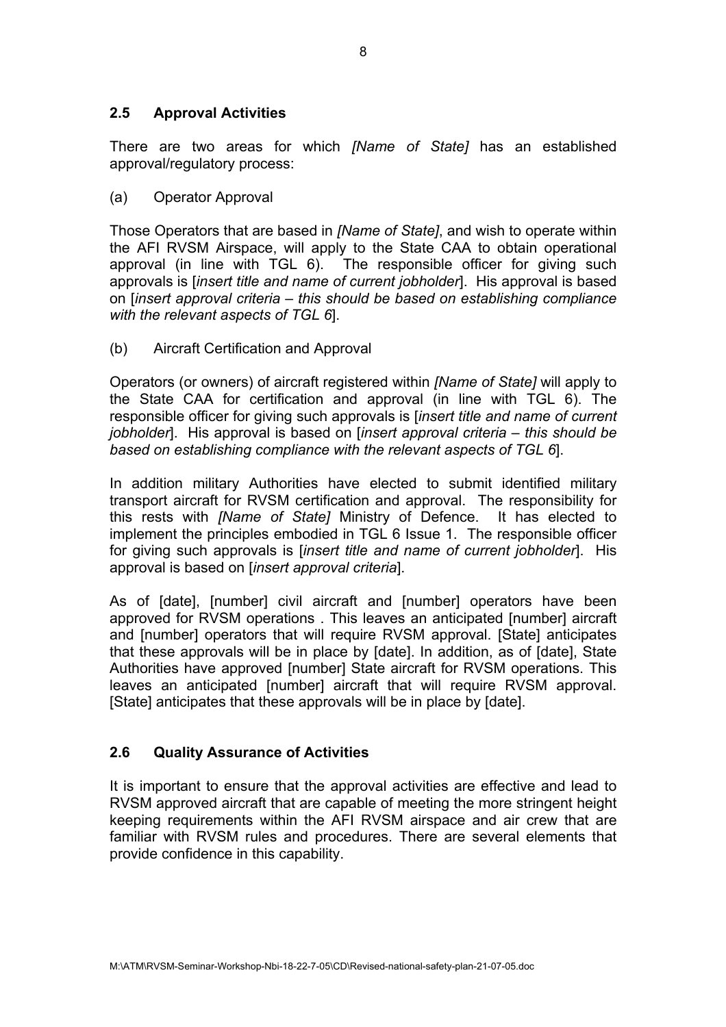### 2.5 Approval Activities

There are two areas for which *[Name of State]* has an established approval/regulatory process:

(a) Operator Approval

Those Operators that are based in *[Name of State]*, and wish to operate within the AFI RVSM Airspace, will apply to the State CAA to obtain operational approval (in line with TGL 6). The responsible officer for giving such approvals is [*insert title and name of current jobholder*]. His approval is based on [*insert approval criteria – this should be based on establishing compliance with the relevant aspects of TGL 6*].

(b) Aircraft Certification and Approval

Operators (or owners) of aircraft registered within *[Name of State]* will apply to the State CAA for certification and approval (in line with TGL 6). The responsible officer for giving such approvals is [*insert title and name of current jobholder*]. His approval is based on [*insert approval criteria – this should be based on establishing compliance with the relevant aspects of TGL 6*].

In addition military Authorities have elected to submit identified military transport aircraft for RVSM certification and approval. The responsibility for this rests with *[Name of State]* Ministry of Defence. It has elected to implement the principles embodied in TGL 6 Issue 1. The responsible officer for giving such approvals is [*insert title and name of current jobholder*]. His approval is based on [*insert approval criteria*].

As of [date], [number] civil aircraft and [number] operators have been approved for RVSM operations . This leaves an anticipated [number] aircraft and [number] operators that will require RVSM approval. [State] anticipates that these approvals will be in place by [date]. In addition, as of [date], State Authorities have approved [number] State aircraft for RVSM operations. This leaves an anticipated [number] aircraft that will require RVSM approval. [State] anticipates that these approvals will be in place by [date].

### 2.6 Quality Assurance of Activities

It is important to ensure that the approval activities are effective and lead to RVSM approved aircraft that are capable of meeting the more stringent height keeping requirements within the AFI RVSM airspace and air crew that are familiar with RVSM rules and procedures. There are several elements that provide confidence in this capability.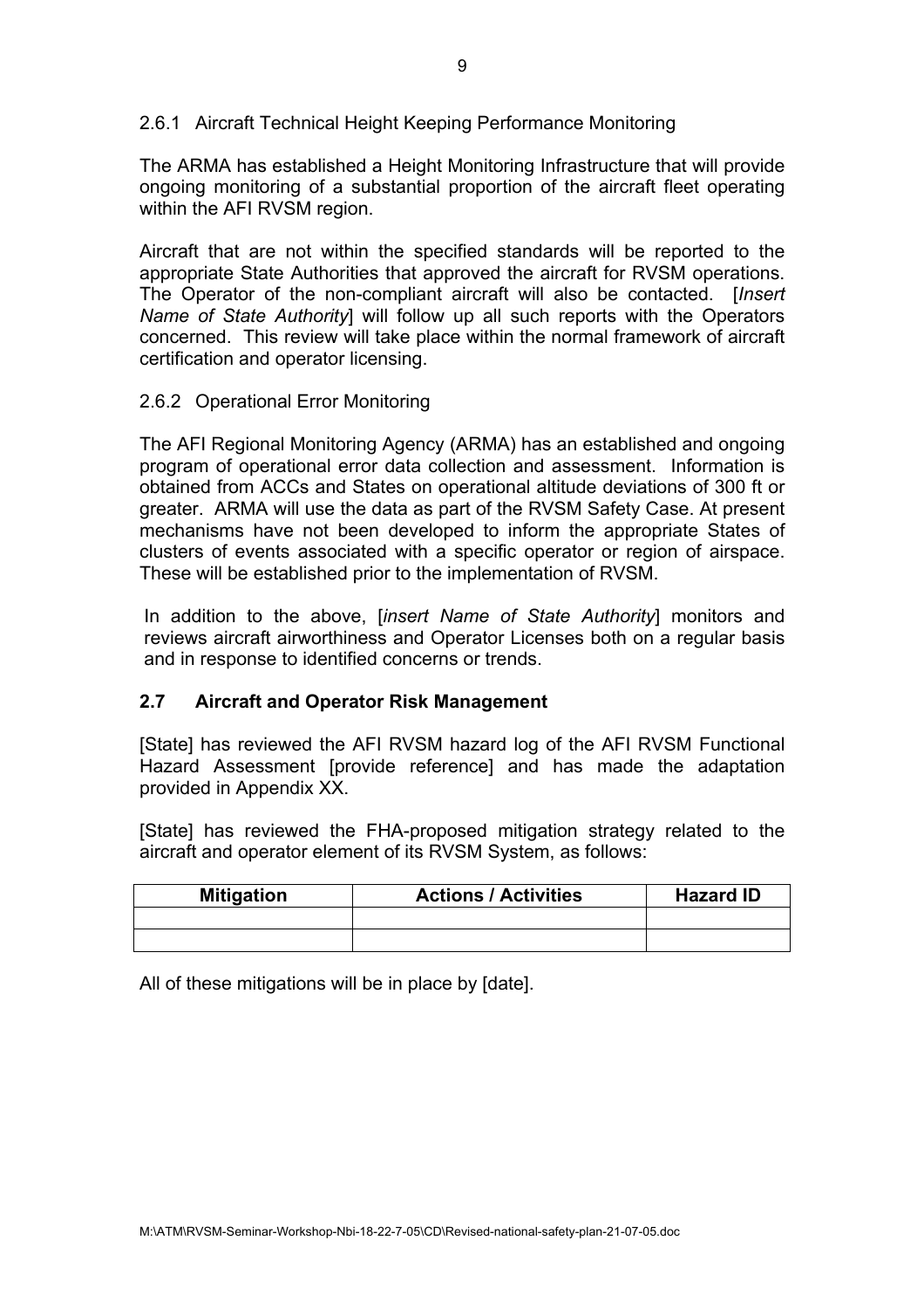### 2.6.1 Aircraft Technical Height Keeping Performance Monitoring

The ARMA has established a Height Monitoring Infrastructure that will provide ongoing monitoring of a substantial proportion of the aircraft fleet operating within the AFI RVSM region.

Aircraft that are not within the specified standards will be reported to the appropriate State Authorities that approved the aircraft for RVSM operations. The Operator of the non-compliant aircraft will also be contacted. [*Insert Name of State Authority*] will follow up all such reports with the Operators concerned. This review will take place within the normal framework of aircraft certification and operator licensing.

### 2.6.2 Operational Error Monitoring

The AFI Regional Monitoring Agency (ARMA) has an established and ongoing program of operational error data collection and assessment. Information is obtained from ACCs and States on operational altitude deviations of 300 ft or greater. ARMA will use the data as part of the RVSM Safety Case. At present mechanisms have not been developed to inform the appropriate States of clusters of events associated with a specific operator or region of airspace. These will be established prior to the implementation of RVSM.

In addition to the above, [*insert Name of State Authority*] monitors and reviews aircraft airworthiness and Operator Licenses both on a regular basis and in response to identified concerns or trends.

## 2.7 Aircraft and Operator Risk Management

[State] has reviewed the AFI RVSM hazard log of the AFI RVSM Functional Hazard Assessment [provide reference] and has made the adaptation provided in Appendix XX.

[State] has reviewed the FHA-proposed mitigation strategy related to the aircraft and operator element of its RVSM System, as follows:

| Mitigation | Actions / Activities | Hazard ID |
|---|---|---|
| | | |
| | | |

All of these mitigations will be in place by [date].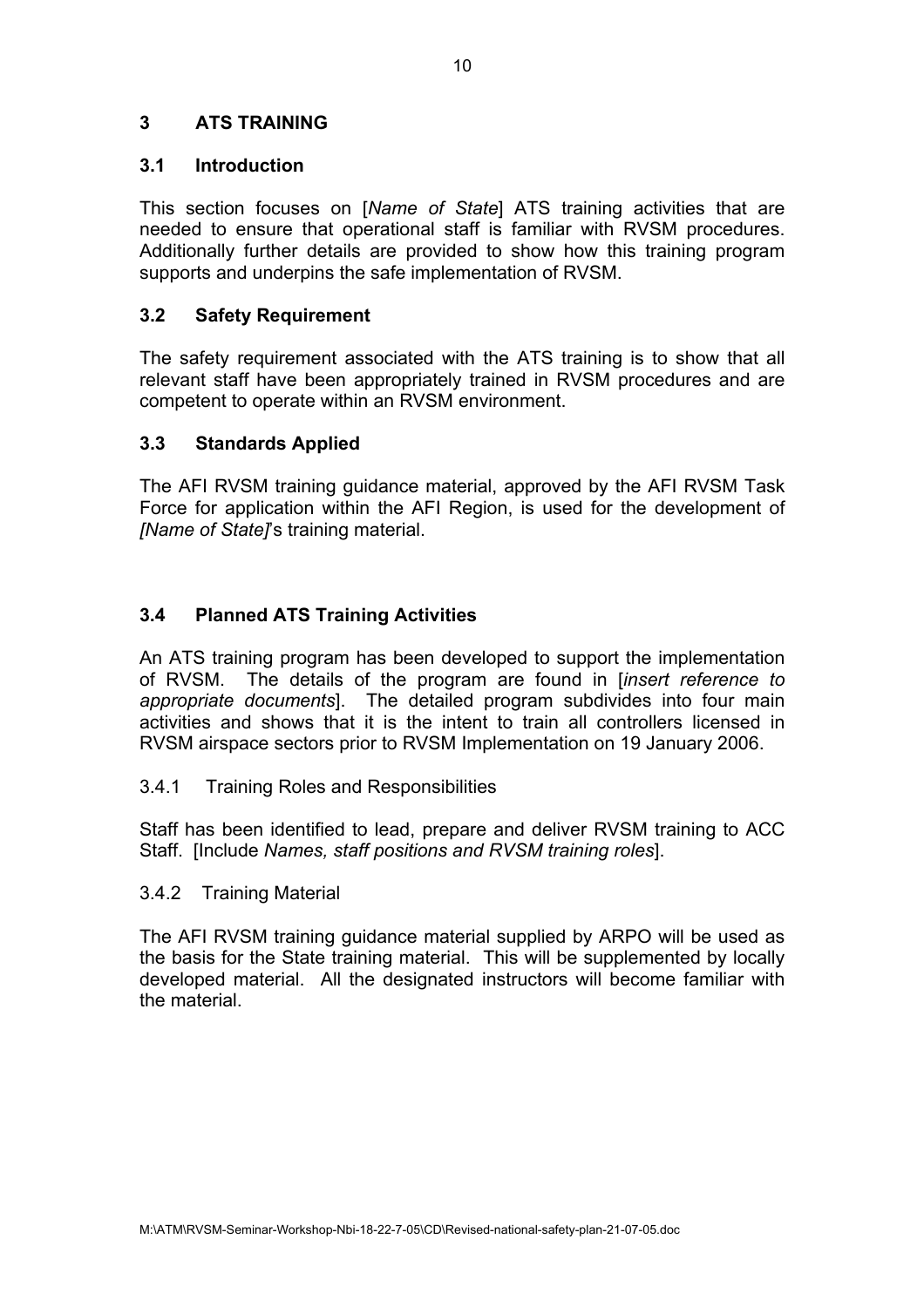## 3 ATS TRAINING

### 3.1 Introduction

This section focuses on [*Name of State*] ATS training activities that are needed to ensure that operational staff is familiar with RVSM procedures. Additionally further details are provided to show how this training program supports and underpins the safe implementation of RVSM.

### 3.2 Safety Requirement

The safety requirement associated with the ATS training is to show that all relevant staff have been appropriately trained in RVSM procedures and are competent to operate within an RVSM environment.

### 3.3 Standards Applied

The AFI RVSM training guidance material, approved by the AFI RVSM Task Force for application within the AFI Region, is used for the development of *[Name of State]*'s training material.

### 3.4 Planned ATS Training Activities

An ATS training program has been developed to support the implementation of RVSM. The details of the program are found in [*insert reference to appropriate documents*]. The detailed program subdivides into four main activities and shows that it is the intent to train all controllers licensed in RVSM airspace sectors prior to RVSM Implementation on 19 January 2006.

3.4.1 Training Roles and Responsibilities

Staff has been identified to lead, prepare and deliver RVSM training to ACC Staff. [Include *Names, staff positions and RVSM training roles*].

3.4.2 Training Material

The AFI RVSM training guidance material supplied by ARPO will be used as the basis for the State training material. This will be supplemented by locally developed material. All the designated instructors will become familiar with the material.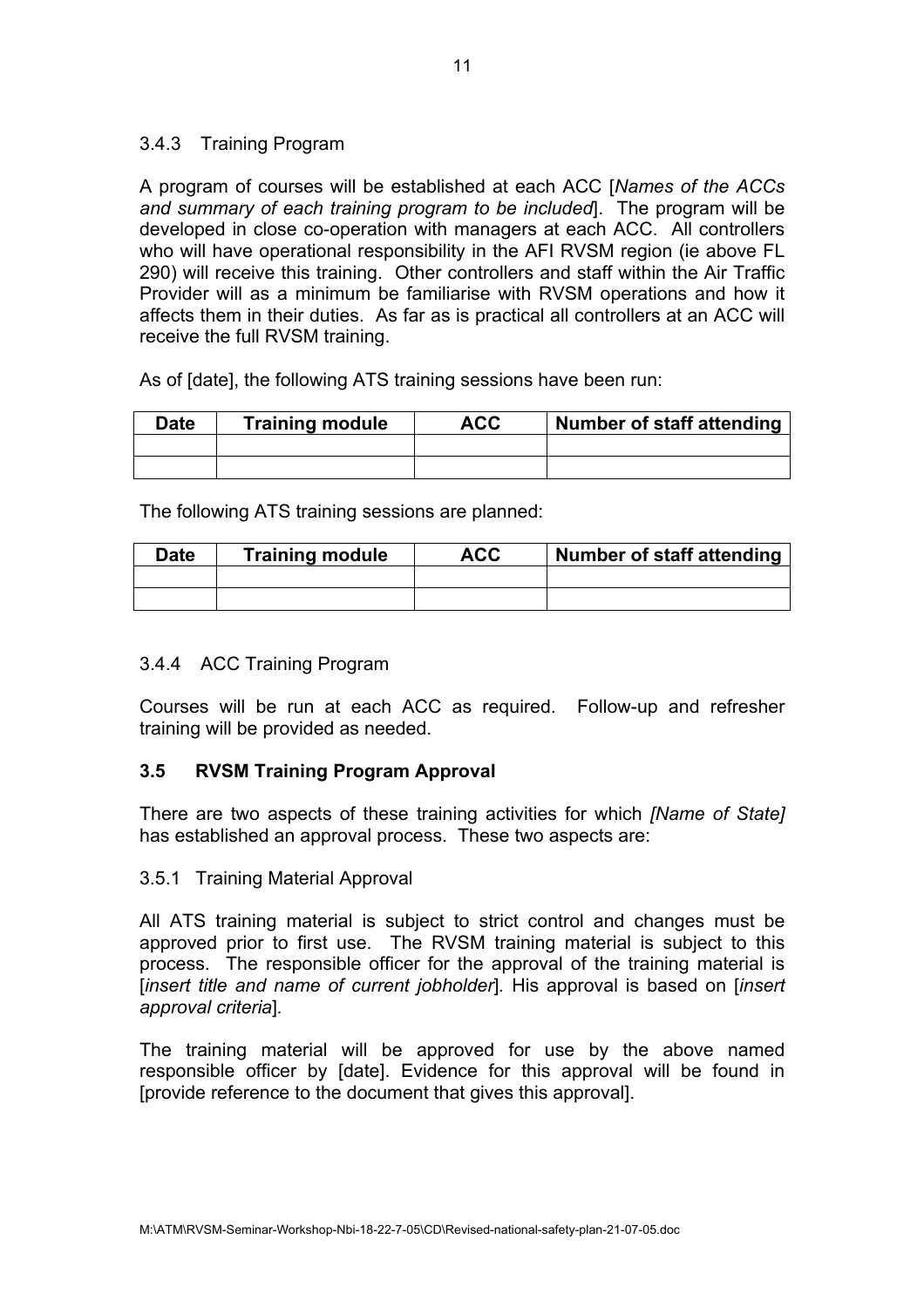3.4.3 Training Program

A program of courses will be established at each ACC [*Names of the ACCs and summary of each training program to be included*]. The program will be developed in close co-operation with managers at each ACC. All controllers who will have operational responsibility in the AFI RVSM region (ie above FL 290) will receive this training. Other controllers and staff within the Air Traffic Provider will as a minimum be familiarise with RVSM operations and how it affects them in their duties. As far as is practical all controllers at an ACC will receive the full RVSM training.

As of [date], the following ATS training sessions have been run:

| Date | Training module | ACC | Number of staff attending |
|---|---|---|---|
| | | | |
| | | | |

The following ATS training sessions are planned:

| Date | Training module | ACC | Number of staff attending |
|---|---|---|---|
| | | | |
| | | | |

3.4.4 ACC Training Program

Courses will be run at each ACC as required. Follow-up and refresher training will be provided as needed.

### 3.5 RVSM Training Program Approval

There are two aspects of these training activities for which *[Name of State]* has established an approval process. These two aspects are:

3.5.1 Training Material Approval

All ATS training material is subject to strict control and changes must be approved prior to first use. The RVSM training material is subject to this process. The responsible officer for the approval of the training material is [*insert title and name of current jobholder*]. His approval is based on [*insert approval criteria*].

The training material will be approved for use by the above named responsible officer by [date]. Evidence for this approval will be found in [provide reference to the document that gives this approval].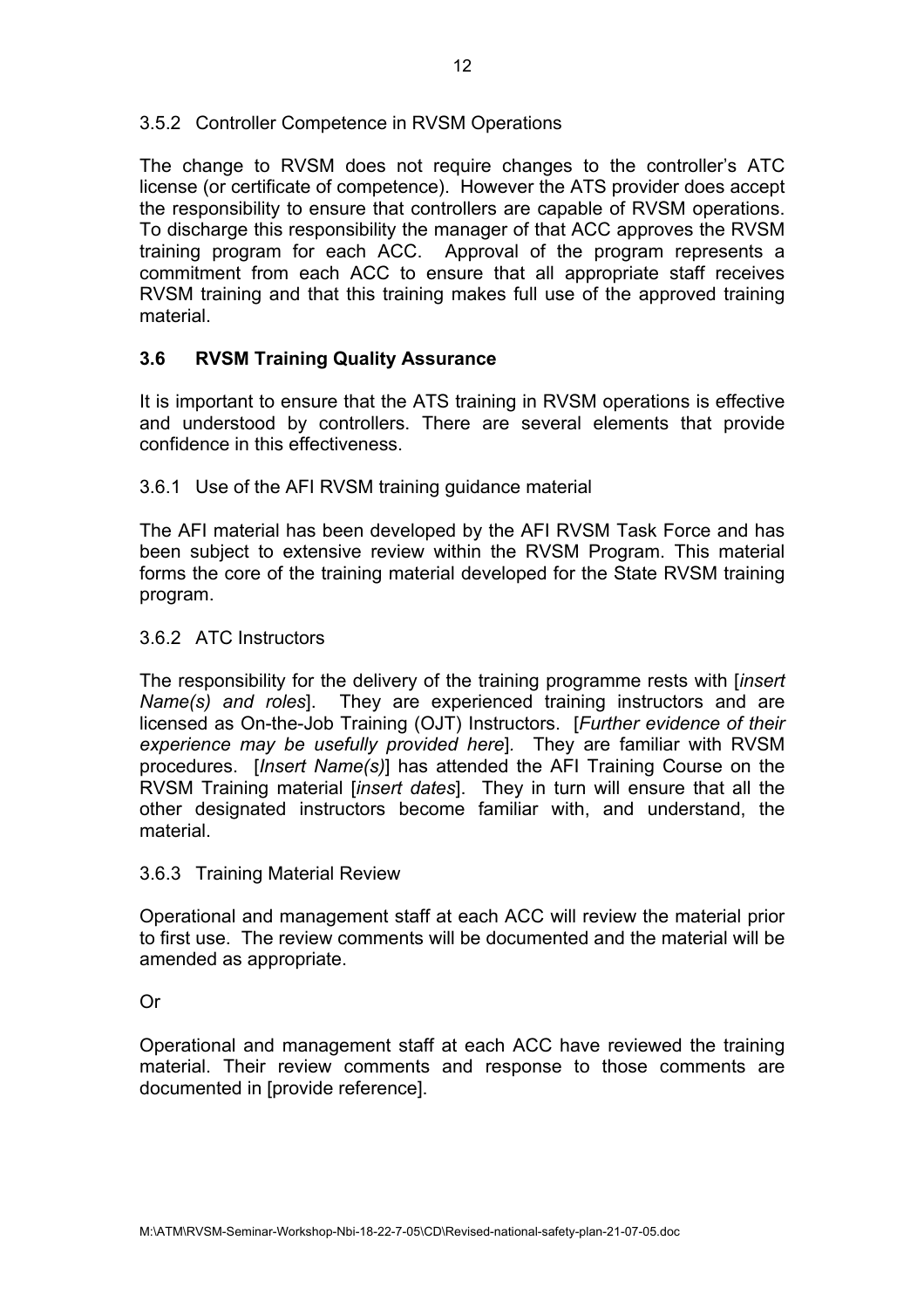3.5.2 Controller Competence in RVSM Operations

The change to RVSM does not require changes to the controller's ATC license (or certificate of competence). However the ATS provider does accept the responsibility to ensure that controllers are capable of RVSM operations. To discharge this responsibility the manager of that ACC approves the RVSM training program for each ACC. Approval of the program represents a commitment from each ACC to ensure that all appropriate staff receives RVSM training and that this training makes full use of the approved training material.

### 3.6 RVSM Training Quality Assurance

It is important to ensure that the ATS training in RVSM operations is effective and understood by controllers. There are several elements that provide confidence in this effectiveness.

3.6.1 Use of the AFI RVSM training guidance material

The AFI material has been developed by the AFI RVSM Task Force and has been subject to extensive review within the RVSM Program. This material forms the core of the training material developed for the State RVSM training program.

3.6.2 ATC Instructors

The responsibility for the delivery of the training programme rests with [*insert Name(s) and roles*]. They are experienced training instructors and are licensed as On-the-Job Training (OJT) Instructors. [*Further evidence of their experience may be usefully provided here*]. They are familiar with RVSM procedures. [*Insert Name(s)*] has attended the AFI Training Course on the RVSM Training material [*insert dates*]. They in turn will ensure that all the other designated instructors become familiar with, and understand, the material.

3.6.3 Training Material Review

Operational and management staff at each ACC will review the material prior to first use. The review comments will be documented and the material will be amended as appropriate.

Or

Operational and management staff at each ACC have reviewed the training material. Their review comments and response to those comments are documented in [provide reference].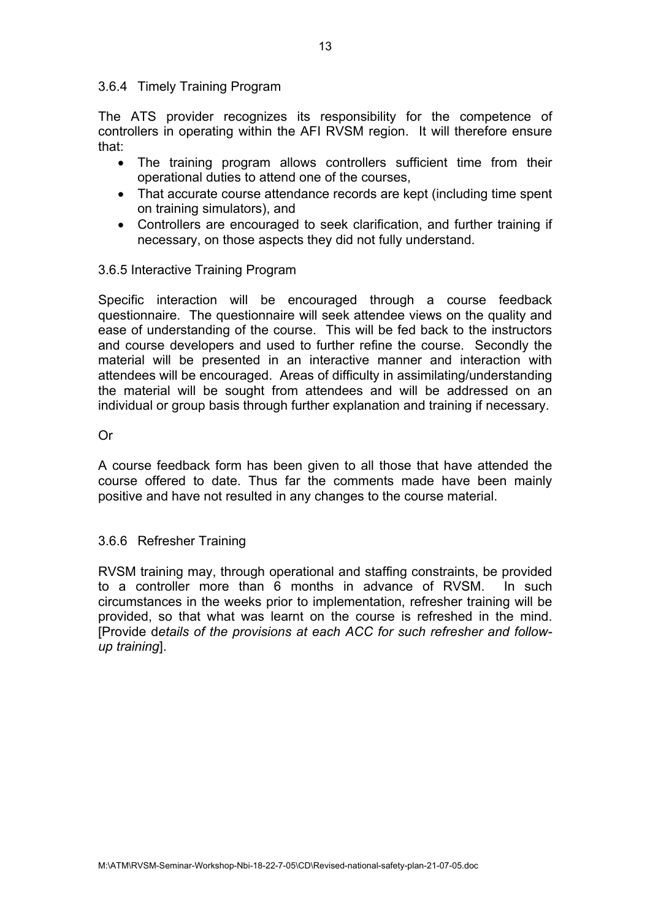### 3.6.4 Timely Training Program

The ATS provider recognizes its responsibility for the competence of controllers in operating within the AFI RVSM region. It will therefore ensure that:

- The training program allows controllers sufficient time from their operational duties to attend one of the courses,
- That accurate course attendance records are kept (including time spent on training simulators), and
- Controllers are encouraged to seek clarification, and further training if necessary, on those aspects they did not fully understand.

### 3.6.5 Interactive Training Program

Specific interaction will be encouraged through a course feedback questionnaire. The questionnaire will seek attendee views on the quality and ease of understanding of the course. This will be fed back to the instructors and course developers and used to further refine the course. Secondly the material will be presented in an interactive manner and interaction with attendees will be encouraged. Areas of difficulty in assimilating/understanding the material will be sought from attendees and will be addressed on an individual or group basis through further explanation and training if necessary.

Or

A course feedback form has been given to all those that have attended the course offered to date. Thus far the comments made have been mainly positive and have not resulted in any changes to the course material.

### 3.6.6 Refresher Training

RVSM training may, through operational and staffing constraints, be provided to a controller more than 6 months in advance of RVSM. In such circumstances in the weeks prior to implementation, refresher training will be provided, so that what was learnt on the course is refreshed in the mind. [Provide d*etails of the provisions at each ACC for such refresher and follow-up training*].

M:\ATM\RVSM-Seminar-Workshop-Nbi-18-22-7-05\CD\Revised-national-safety-plan-21-07-05.doc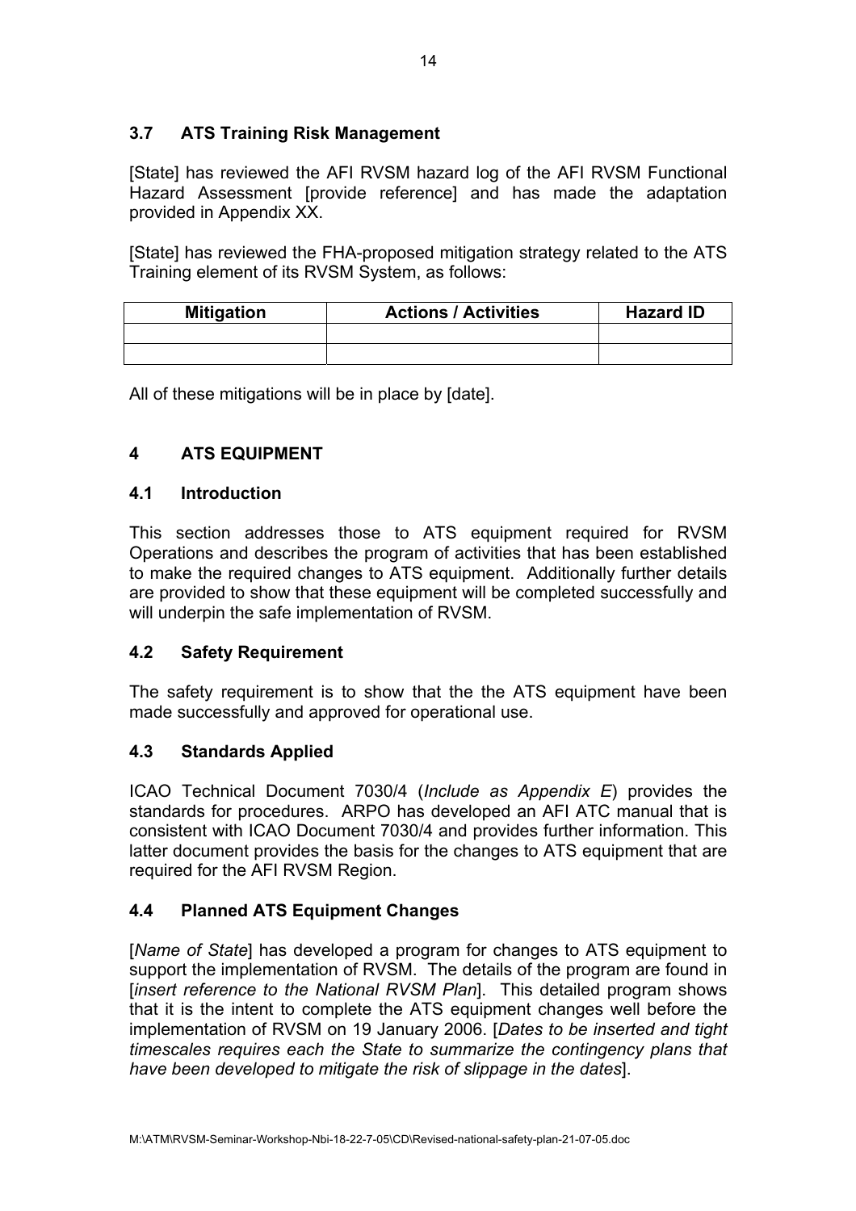### 3.7 ATS Training Risk Management

[State] has reviewed the AFI RVSM hazard log of the AFI RVSM Functional Hazard Assessment [provide reference] and has made the adaptation provided in Appendix XX.

[State] has reviewed the FHA-proposed mitigation strategy related to the ATS Training element of its RVSM System, as follows:

| Mitigation | Actions / Activities | Hazard ID |
|---|---|---|
| | | |
| | | |

All of these mitigations will be in place by [date].

## 4 ATS EQUIPMENT

### 4.1 Introduction

This section addresses those to ATS equipment required for RVSM Operations and describes the program of activities that has been established to make the required changes to ATS equipment. Additionally further details are provided to show that these equipment will be completed successfully and will underpin the safe implementation of RVSM.

### 4.2 Safety Requirement

The safety requirement is to show that the the ATS equipment have been made successfully and approved for operational use.

### 4.3 Standards Applied

ICAO Technical Document 7030/4 (*Include as Appendix E*) provides the standards for procedures. ARPO has developed an AFI ATC manual that is consistent with ICAO Document 7030/4 and provides further information. This latter document provides the basis for the changes to ATS equipment that are required for the AFI RVSM Region.

### 4.4 Planned ATS Equipment Changes

[*Name of State*] has developed a program for changes to ATS equipment to support the implementation of RVSM. The details of the program are found in [*insert reference to the National RVSM Plan*]. This detailed program shows that it is the intent to complete the ATS equipment changes well before the implementation of RVSM on 19 January 2006. [*Dates to be inserted and tight timescales requires each the State to summarize the contingency plans that have been developed to mitigate the risk of slippage in the dates*].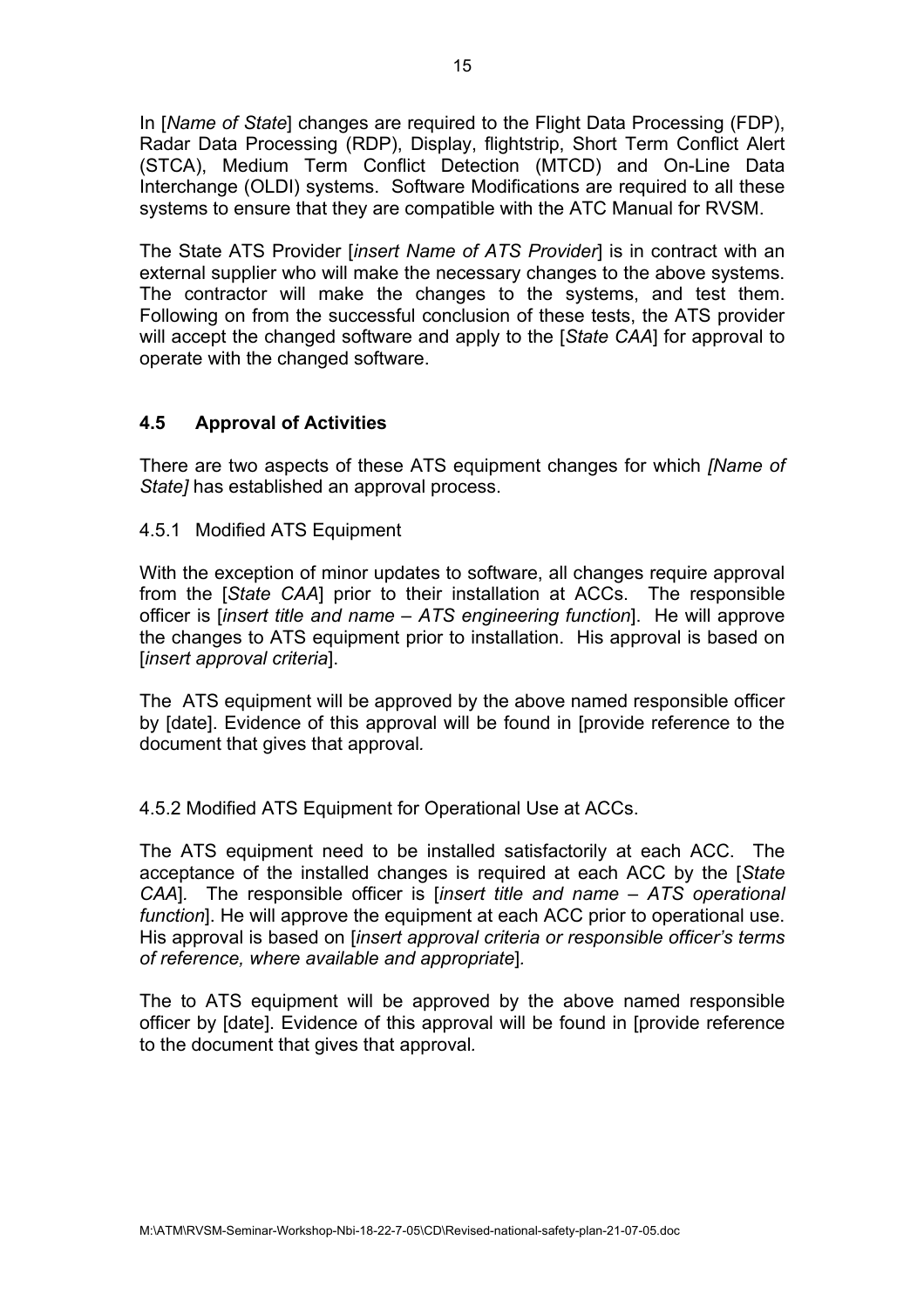In [*Name of State*] changes are required to the Flight Data Processing (FDP), Radar Data Processing (RDP), Display, flightstrip, Short Term Conflict Alert (STCA), Medium Term Conflict Detection (MTCD) and On-Line Data Interchange (OLDI) systems. Software Modifications are required to all these systems to ensure that they are compatible with the ATC Manual for RVSM.

The State ATS Provider [*insert Name of ATS Provider*] is in contract with an external supplier who will make the necessary changes to the above systems. The contractor will make the changes to the systems, and test them. Following on from the successful conclusion of these tests, the ATS provider will accept the changed software and apply to the [*State CAA*] for approval to operate with the changed software.

### 4.5 Approval of Activities

There are two aspects of these ATS equipment changes for which *[Name of State]* has established an approval process.

4.5.1 Modified ATS Equipment

With the exception of minor updates to software, all changes require approval from the [*State CAA*] prior to their installation at ACCs. The responsible officer is [*insert title and name – ATS engineering function*]. He will approve the changes to ATS equipment prior to installation. His approval is based on [*insert approval criteria*].

The ATS equipment will be approved by the above named responsible officer by [date]. Evidence of this approval will be found in [provide reference to the document that gives that approval*.*

4.5.2 Modified ATS Equipment for Operational Use at ACCs.

The ATS equipment need to be installed satisfactorily at each ACC. The acceptance of the installed changes is required at each ACC by the [*State CAA*]. The responsible officer is [*insert title and name – ATS operational function*]. He will approve the equipment at each ACC prior to operational use. His approval is based on [*insert approval criteria or responsible officer's terms of reference, where available and appropriate*].

The to ATS equipment will be approved by the above named responsible officer by [date]. Evidence of this approval will be found in [provide reference to the document that gives that approval*.*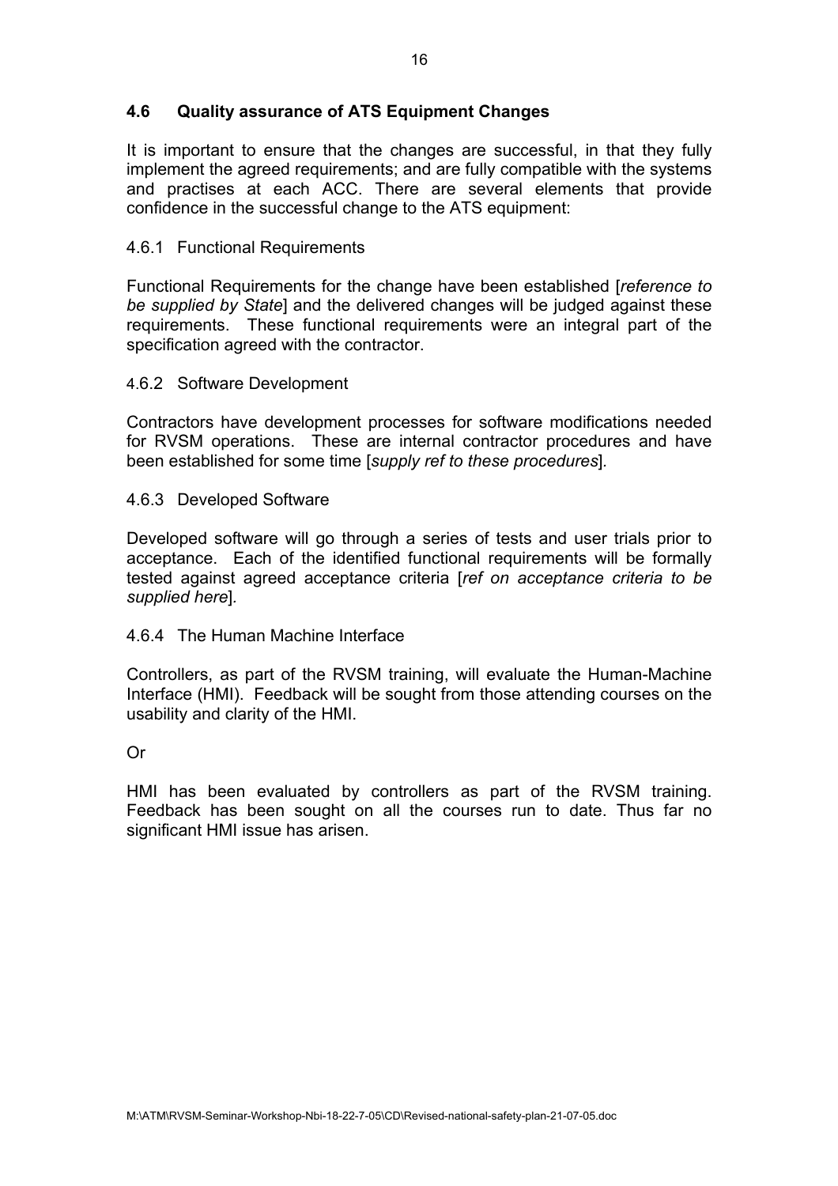## 4.6 Quality assurance of ATS Equipment Changes

It is important to ensure that the changes are successful, in that they fully implement the agreed requirements; and are fully compatible with the systems and practises at each ACC. There are several elements that provide confidence in the successful change to the ATS equipment:

### 4.6.1 Functional Requirements

Functional Requirements for the change have been established [*reference to be supplied by State*] and the delivered changes will be judged against these requirements. These functional requirements were an integral part of the specification agreed with the contractor.

### 4.6.2 Software Development

Contractors have development processes for software modifications needed for RVSM operations. These are internal contractor procedures and have been established for some time [*supply ref to these procedures*].

### 4.6.3 Developed Software

Developed software will go through a series of tests and user trials prior to acceptance. Each of the identified functional requirements will be formally tested against agreed acceptance criteria [*ref on acceptance criteria to be supplied here*].

### 4.6.4 The Human Machine Interface

Controllers, as part of the RVSM training, will evaluate the Human-Machine Interface (HMI). Feedback will be sought from those attending courses on the usability and clarity of the HMI.

Or

HMI has been evaluated by controllers as part of the RVSM training. Feedback has been sought on all the courses run to date. Thus far no significant HMI issue has arisen.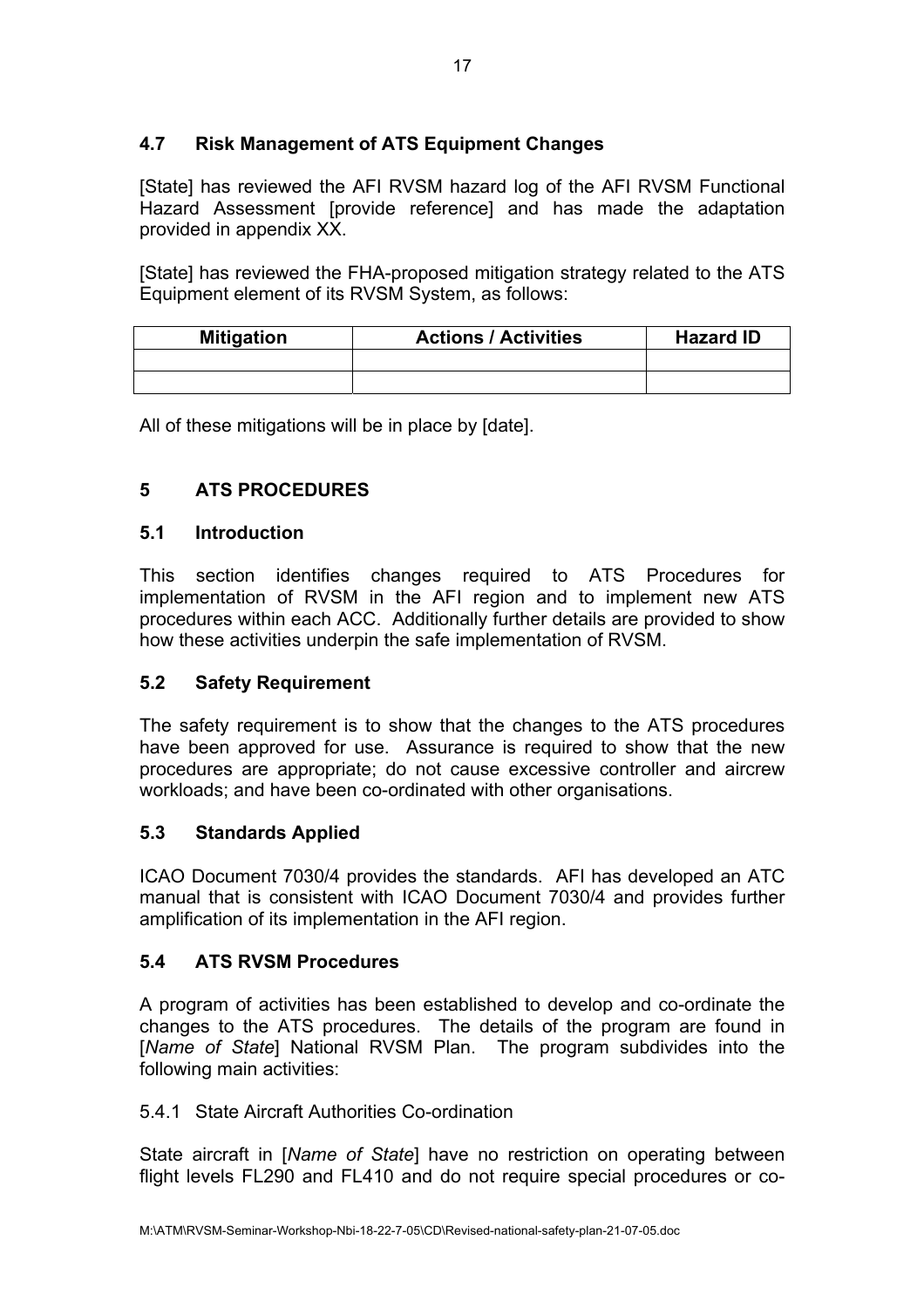### 4.7 Risk Management of ATS Equipment Changes

[State] has reviewed the AFI RVSM hazard log of the AFI RVSM Functional Hazard Assessment [provide reference] and has made the adaptation provided in appendix XX.

[State] has reviewed the FHA-proposed mitigation strategy related to the ATS Equipment element of its RVSM System, as follows:

| Mitigation | Actions / Activities | Hazard ID |
|---|---|---|
| | | |
| | | |

All of these mitigations will be in place by [date].

## 5 ATS PROCEDURES

### 5.1 Introduction

This section identifies changes required to ATS Procedures for implementation of RVSM in the AFI region and to implement new ATS procedures within each ACC. Additionally further details are provided to show how these activities underpin the safe implementation of RVSM.

### 5.2 Safety Requirement

The safety requirement is to show that the changes to the ATS procedures have been approved for use. Assurance is required to show that the new procedures are appropriate; do not cause excessive controller and aircrew workloads; and have been co-ordinated with other organisations.

### 5.3 Standards Applied

ICAO Document 7030/4 provides the standards. AFI has developed an ATC manual that is consistent with ICAO Document 7030/4 and provides further amplification of its implementation in the AFI region.

### 5.4 ATS RVSM Procedures

A program of activities has been established to develop and co-ordinate the changes to the ATS procedures. The details of the program are found in [*Name of State*] National RVSM Plan. The program subdivides into the following main activities:

5.4.1 State Aircraft Authorities Co-ordination

State aircraft in [*Name of State*] have no restriction on operating between flight levels FL290 and FL410 and do not require special procedures or co-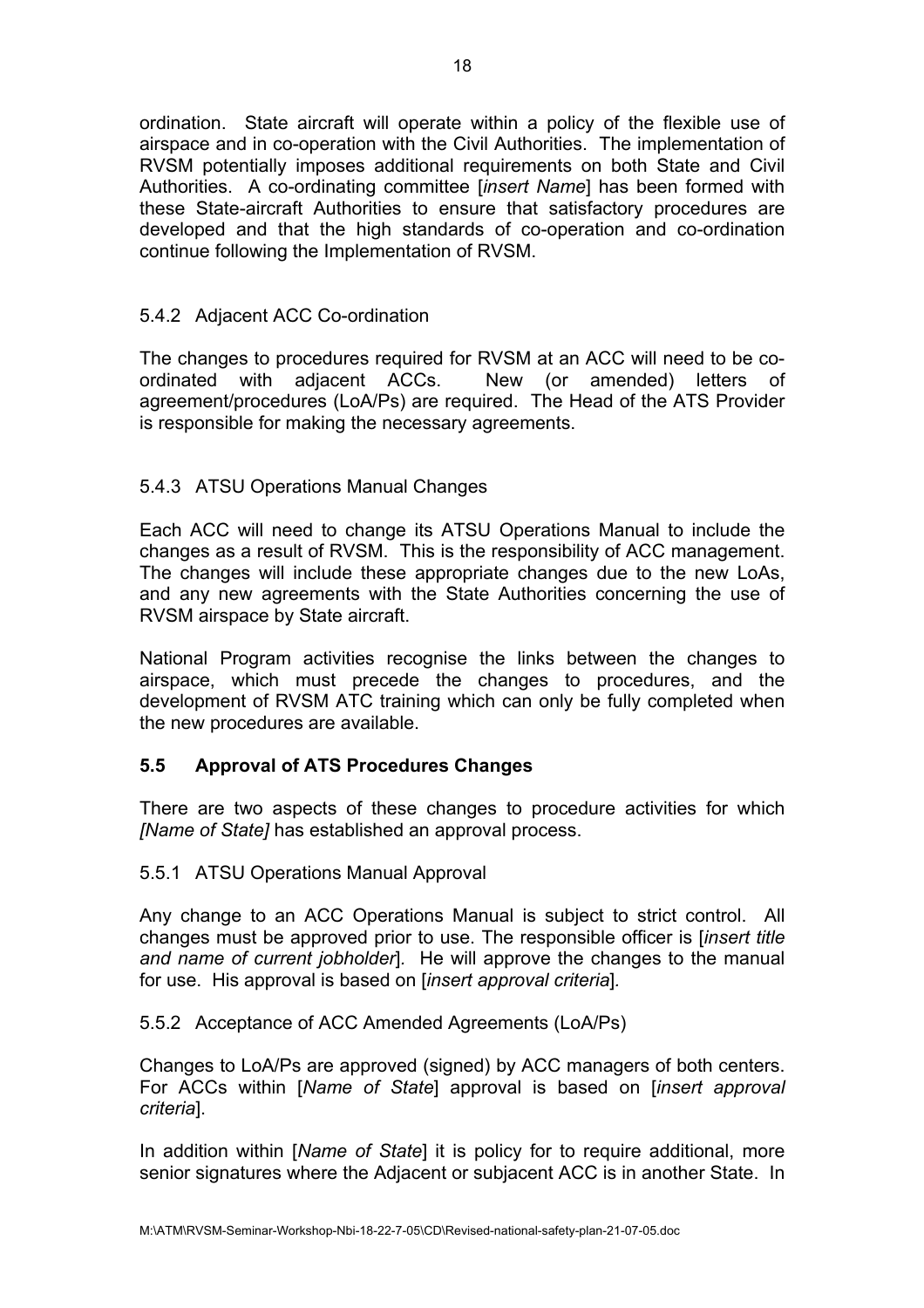ordination. State aircraft will operate within a policy of the flexible use of airspace and in co-operation with the Civil Authorities. The implementation of RVSM potentially imposes additional requirements on both State and Civil Authorities. A co-ordinating committee [*insert Name*] has been formed with these State-aircraft Authorities to ensure that satisfactory procedures are developed and that the high standards of co-operation and co-ordination continue following the Implementation of RVSM.

5.4.2 Adjacent ACC Co-ordination

The changes to procedures required for RVSM at an ACC will need to be co-ordinated with adjacent ACCs. New (or amended) letters of agreement/procedures (LoA/Ps) are required. The Head of the ATS Provider is responsible for making the necessary agreements.

5.4.3 ATSU Operations Manual Changes

Each ACC will need to change its ATSU Operations Manual to include the changes as a result of RVSM. This is the responsibility of ACC management. The changes will include these appropriate changes due to the new LoAs, and any new agreements with the State Authorities concerning the use of RVSM airspace by State aircraft.

National Program activities recognise the links between the changes to airspace, which must precede the changes to procedures, and the development of RVSM ATC training which can only be fully completed when the new procedures are available.

## 5.5 Approval of ATS Procedures Changes

There are two aspects of these changes to procedure activities for which *[Name of State]* has established an approval process.

5.5.1 ATSU Operations Manual Approval

Any change to an ACC Operations Manual is subject to strict control. All changes must be approved prior to use. The responsible officer is [*insert title and name of current jobholder*]. He will approve the changes to the manual for use. His approval is based on [*insert approval criteria*].

5.5.2 Acceptance of ACC Amended Agreements (LoA/Ps)

Changes to LoA/Ps are approved (signed) by ACC managers of both centers. For ACCs within [*Name of State*] approval is based on [*insert approval criteria*].

In addition within [*Name of State*] it is policy for to require additional, more senior signatures where the Adjacent or subjacent ACC is in another State. In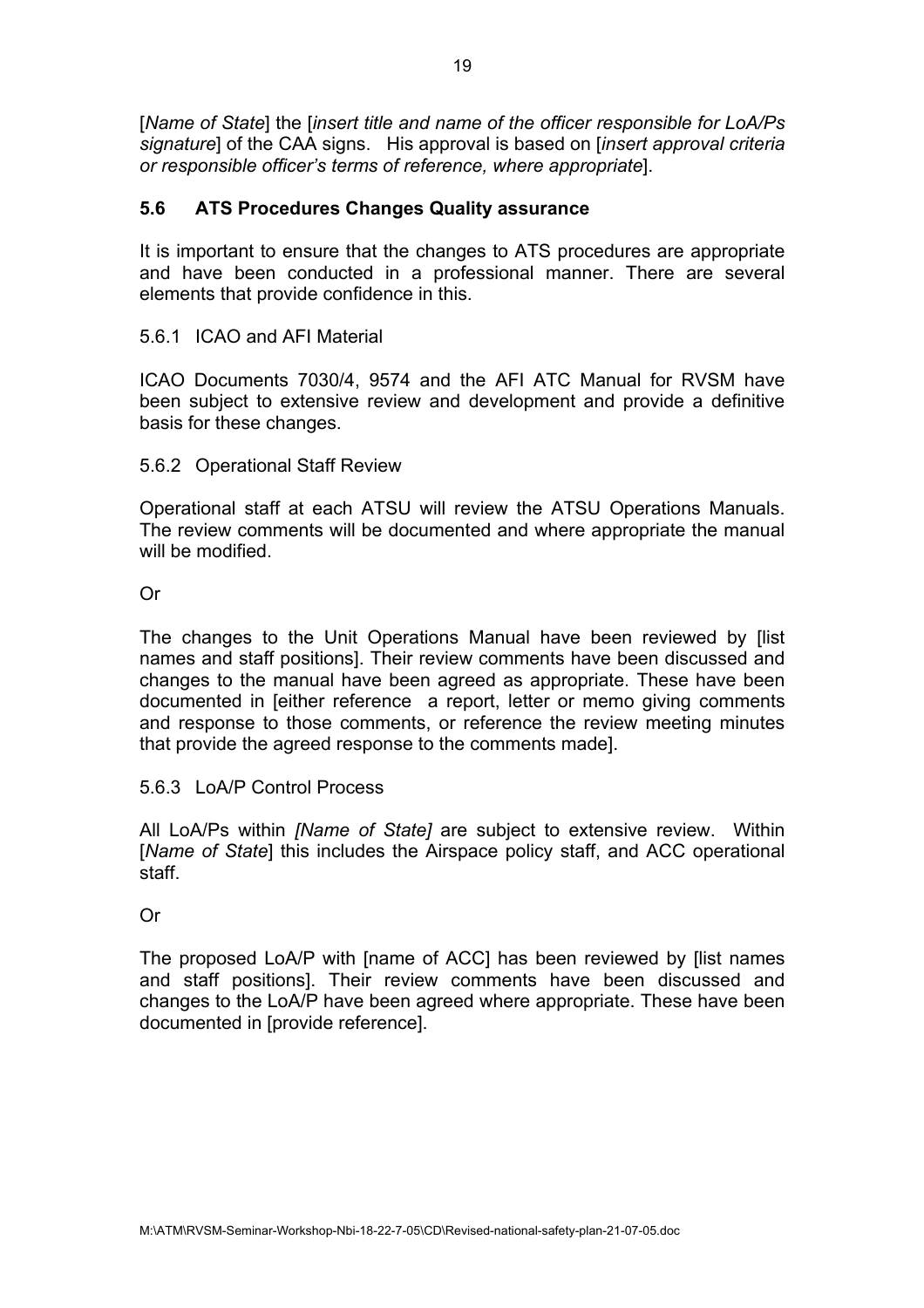[*Name of State*] the [*insert title and name of the officer responsible for LoA/Ps signature*] of the CAA signs. His approval is based on [*insert approval criteria or responsible officer's terms of reference, where appropriate*].

### 5.6 ATS Procedures Changes Quality assurance

It is important to ensure that the changes to ATS procedures are appropriate and have been conducted in a professional manner. There are several elements that provide confidence in this.

5.6.1 ICAO and AFI Material

ICAO Documents 7030/4, 9574 and the AFI ATC Manual for RVSM have been subject to extensive review and development and provide a definitive basis for these changes.

5.6.2 Operational Staff Review

Operational staff at each ATSU will review the ATSU Operations Manuals. The review comments will be documented and where appropriate the manual will be modified.

Or

The changes to the Unit Operations Manual have been reviewed by [list names and staff positions]. Their review comments have been discussed and changes to the manual have been agreed as appropriate. These have been documented in [either reference a report, letter or memo giving comments and response to those comments, or reference the review meeting minutes that provide the agreed response to the comments made].

5.6.3 LoA/P Control Process

All LoA/Ps within *[Name of State]* are subject to extensive review. Within [*Name of State*] this includes the Airspace policy staff, and ACC operational staff.

Or

The proposed LoA/P with [name of ACC] has been reviewed by [list names and staff positions]. Their review comments have been discussed and changes to the LoA/P have been agreed where appropriate. These have been documented in [provide reference].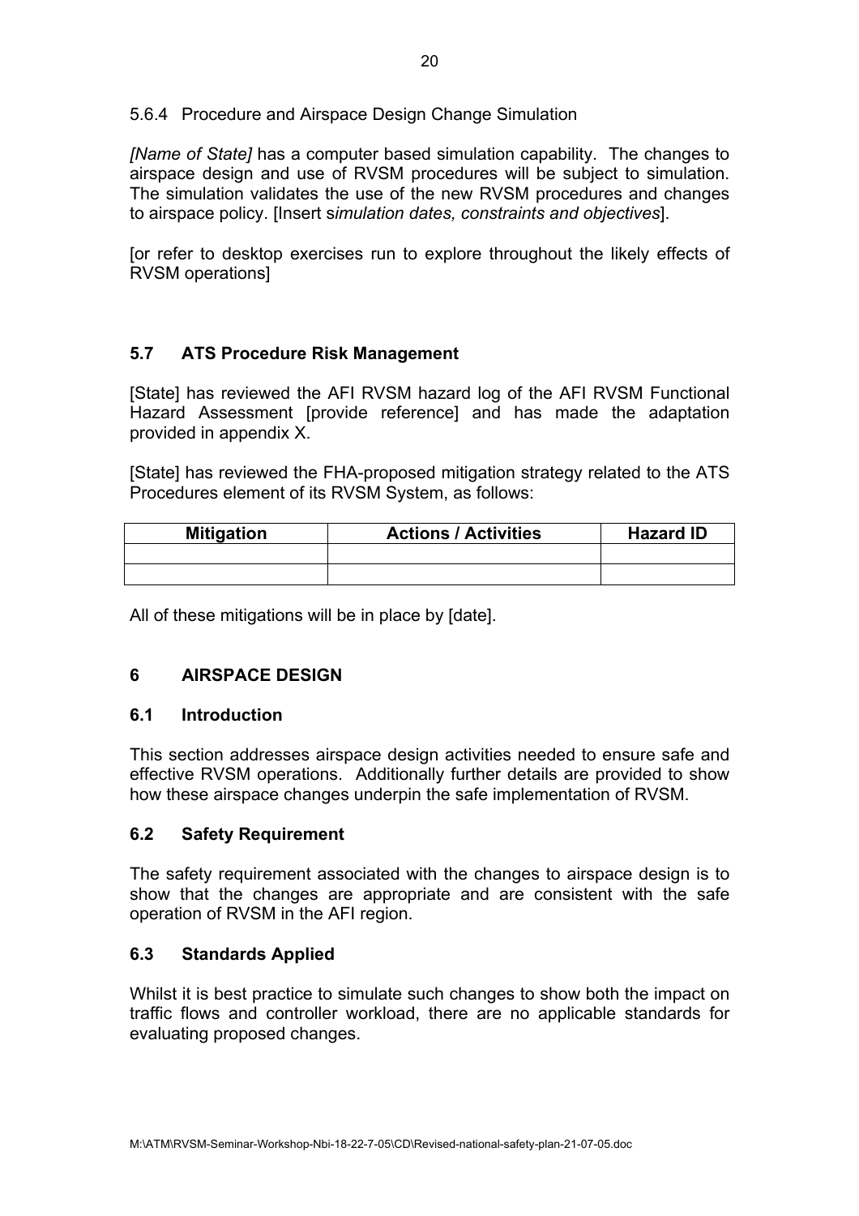5.6.4 Procedure and Airspace Design Change Simulation

*[Name of State]* has a computer based simulation capability. The changes to airspace design and use of RVSM procedures will be subject to simulation. The simulation validates the use of the new RVSM procedures and changes to airspace policy. [Insert s*imulation dates, constraints and objectives*].

[or refer to desktop exercises run to explore throughout the likely effects of RVSM operations]

### 5.7 ATS Procedure Risk Management

[State] has reviewed the AFI RVSM hazard log of the AFI RVSM Functional Hazard Assessment [provide reference] and has made the adaptation provided in appendix X.

[State] has reviewed the FHA-proposed mitigation strategy related to the ATS Procedures element of its RVSM System, as follows:

| Mitigation | Actions / Activities | Hazard ID |
|---|---|---|
| | | |
| | | |

All of these mitigations will be in place by [date].

## 6 AIRSPACE DESIGN

### 6.1 Introduction

This section addresses airspace design activities needed to ensure safe and effective RVSM operations. Additionally further details are provided to show how these airspace changes underpin the safe implementation of RVSM.

### 6.2 Safety Requirement

The safety requirement associated with the changes to airspace design is to show that the changes are appropriate and are consistent with the safe operation of RVSM in the AFI region.

### 6.3 Standards Applied

Whilst it is best practice to simulate such changes to show both the impact on traffic flows and controller workload, there are no applicable standards for evaluating proposed changes.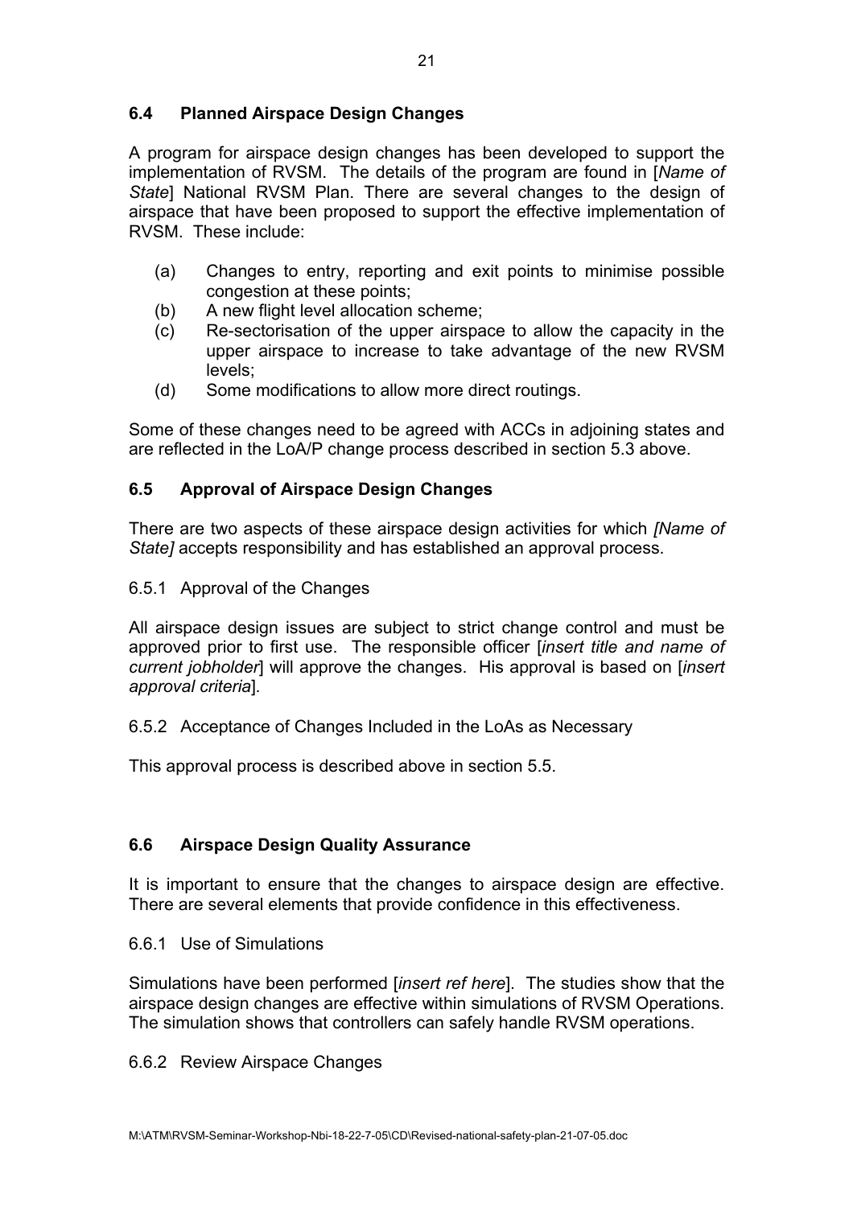### 6.4 Planned Airspace Design Changes

A program for airspace design changes has been developed to support the implementation of RVSM. The details of the program are found in [*Name of State*] National RVSM Plan. There are several changes to the design of airspace that have been proposed to support the effective implementation of RVSM. These include:

(a) Changes to entry, reporting and exit points to minimise possible congestion at these points;
(b) A new flight level allocation scheme;
(c) Re-sectorisation of the upper airspace to allow the capacity in the upper airspace to increase to take advantage of the new RVSM levels;
(d) Some modifications to allow more direct routings.

Some of these changes need to be agreed with ACCs in adjoining states and are reflected in the LoA/P change process described in section 5.3 above.

### 6.5 Approval of Airspace Design Changes

There are two aspects of these airspace design activities for which *[Name of State]* accepts responsibility and has established an approval process.

6.5.1 Approval of the Changes

All airspace design issues are subject to strict change control and must be approved prior to first use. The responsible officer [*insert title and name of current jobholder*] will approve the changes. His approval is based on [*insert approval criteria*].

6.5.2 Acceptance of Changes Included in the LoAs as Necessary

This approval process is described above in section 5.5.

### 6.6 Airspace Design Quality Assurance

It is important to ensure that the changes to airspace design are effective. There are several elements that provide confidence in this effectiveness.

6.6.1 Use of Simulations

Simulations have been performed [*insert ref here*]. The studies show that the airspace design changes are effective within simulations of RVSM Operations. The simulation shows that controllers can safely handle RVSM operations.

6.6.2 Review Airspace Changes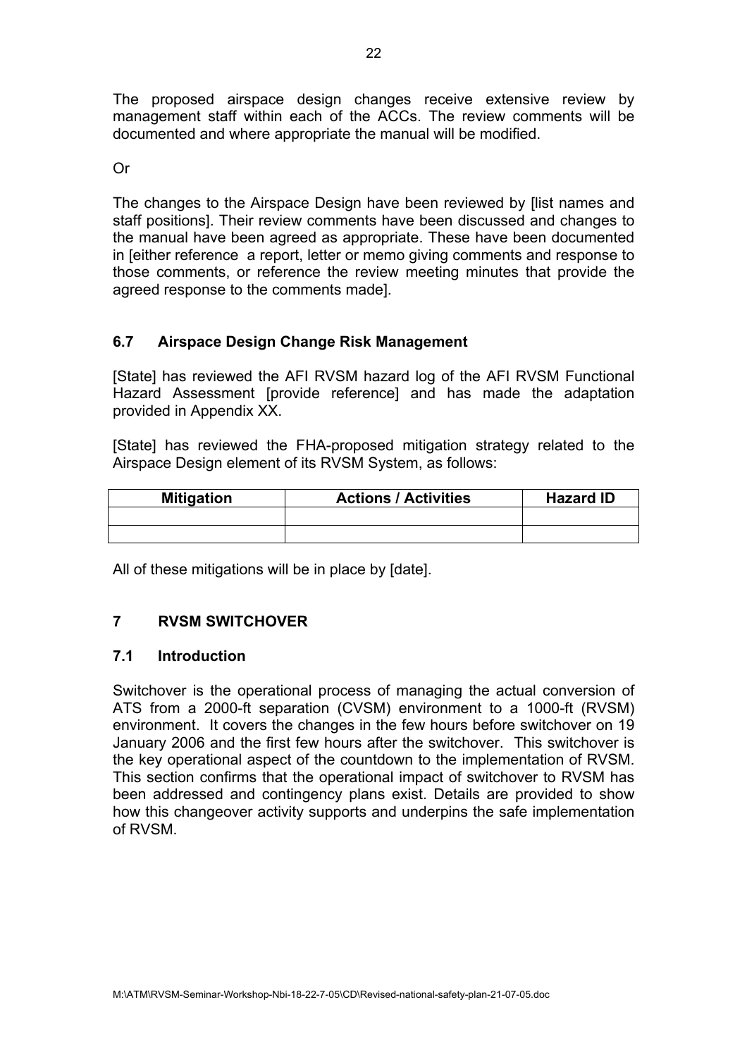The proposed airspace design changes receive extensive review by management staff within each of the ACCs. The review comments will be documented and where appropriate the manual will be modified.

Or

The changes to the Airspace Design have been reviewed by [list names and staff positions]. Their review comments have been discussed and changes to the manual have been agreed as appropriate. These have been documented in [either reference a report, letter or memo giving comments and response to those comments, or reference the review meeting minutes that provide the agreed response to the comments made].

### 6.7 Airspace Design Change Risk Management

[State] has reviewed the AFI RVSM hazard log of the AFI RVSM Functional Hazard Assessment [provide reference] and has made the adaptation provided in Appendix XX.

[State] has reviewed the FHA-proposed mitigation strategy related to the Airspace Design element of its RVSM System, as follows:

| Mitigation | Actions / Activities | Hazard ID |
|---|---|---|
| | | |
| | | |

All of these mitigations will be in place by [date].

## 7 RVSM SWITCHOVER

### 7.1 Introduction

Switchover is the operational process of managing the actual conversion of ATS from a 2000-ft separation (CVSM) environment to a 1000-ft (RVSM) environment. It covers the changes in the few hours before switchover on 19 January 2006 and the first few hours after the switchover. This switchover is the key operational aspect of the countdown to the implementation of RVSM. This section confirms that the operational impact of switchover to RVSM has been addressed and contingency plans exist. Details are provided to show how this changeover activity supports and underpins the safe implementation of RVSM.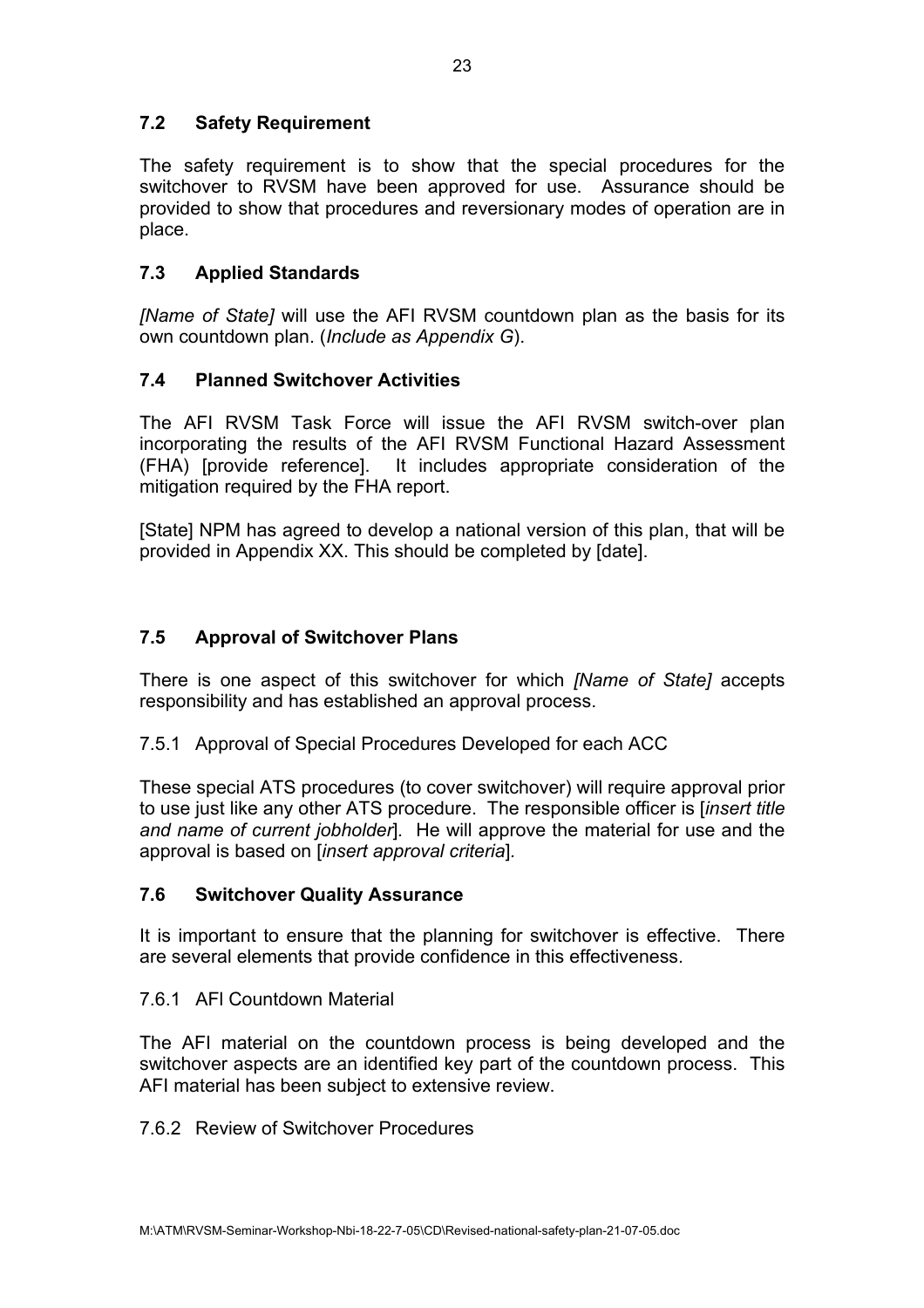### 7.2 Safety Requirement

The safety requirement is to show that the special procedures for the switchover to RVSM have been approved for use. Assurance should be provided to show that procedures and reversionary modes of operation are in place.

### 7.3 Applied Standards

*[Name of State]* will use the AFI RVSM countdown plan as the basis for its own countdown plan. (*Include as Appendix G*).

### 7.4 Planned Switchover Activities

The AFI RVSM Task Force will issue the AFI RVSM switch-over plan incorporating the results of the AFI RVSM Functional Hazard Assessment (FHA) [provide reference]. It includes appropriate consideration of the mitigation required by the FHA report.

[State] NPM has agreed to develop a national version of this plan, that will be provided in Appendix XX. This should be completed by [date].

### 7.5 Approval of Switchover Plans

There is one aspect of this switchover for which *[Name of State]* accepts responsibility and has established an approval process.

7.5.1 Approval of Special Procedures Developed for each ACC

These special ATS procedures (to cover switchover) will require approval prior to use just like any other ATS procedure. The responsible officer is [*insert title and name of current jobholder*]. He will approve the material for use and the approval is based on [*insert approval criteria*].

### 7.6 Switchover Quality Assurance

It is important to ensure that the planning for switchover is effective. There are several elements that provide confidence in this effectiveness.

7.6.1 AFI Countdown Material

The AFI material on the countdown process is being developed and the switchover aspects are an identified key part of the countdown process. This AFI material has been subject to extensive review.

7.6.2 Review of Switchover Procedures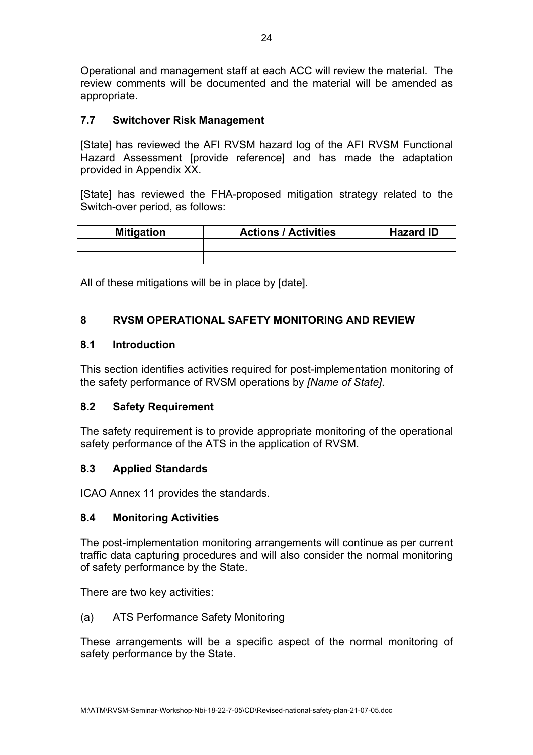Operational and management staff at each ACC will review the material. The review comments will be documented and the material will be amended as appropriate.

### 7.7 Switchover Risk Management

[State] has reviewed the AFI RVSM hazard log of the AFI RVSM Functional Hazard Assessment [provide reference] and has made the adaptation provided in Appendix XX.

[State] has reviewed the FHA-proposed mitigation strategy related to the Switch-over period, as follows:

| Mitigation | Actions / Activities | Hazard ID |
|---|---|---|
| | | |
| | | |

All of these mitigations will be in place by [date].

## 8 RVSM OPERATIONAL SAFETY MONITORING AND REVIEW

### 8.1 Introduction

This section identifies activities required for post-implementation monitoring of the safety performance of RVSM operations by *[Name of State]*.

### 8.2 Safety Requirement

The safety requirement is to provide appropriate monitoring of the operational safety performance of the ATS in the application of RVSM.

### 8.3 Applied Standards

ICAO Annex 11 provides the standards.

### 8.4 Monitoring Activities

The post-implementation monitoring arrangements will continue as per current traffic data capturing procedures and will also consider the normal monitoring of safety performance by the State.

There are two key activities:

(a) ATS Performance Safety Monitoring

These arrangements will be a specific aspect of the normal monitoring of safety performance by the State.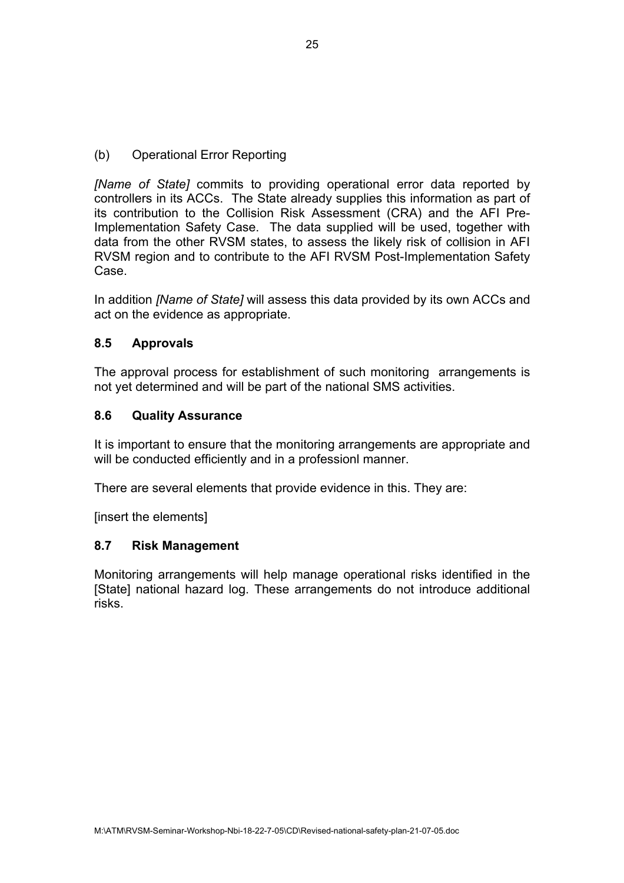(b) Operational Error Reporting

*[Name of State]* commits to providing operational error data reported by controllers in its ACCs. The State already supplies this information as part of its contribution to the Collision Risk Assessment (CRA) and the AFI Pre-Implementation Safety Case. The data supplied will be used, together with data from the other RVSM states, to assess the likely risk of collision in AFI RVSM region and to contribute to the AFI RVSM Post-Implementation Safety Case.

In addition *[Name of State]* will assess this data provided by its own ACCs and act on the evidence as appropriate.

### 8.5 Approvals

The approval process for establishment of such monitoring arrangements is not yet determined and will be part of the national SMS activities.

### 8.6 Quality Assurance

It is important to ensure that the monitoring arrangements are appropriate and will be conducted efficiently and in a professionl manner.

There are several elements that provide evidence in this. They are:

[insert the elements]

### 8.7 Risk Management

Monitoring arrangements will help manage operational risks identified in the [State] national hazard log. These arrangements do not introduce additional risks.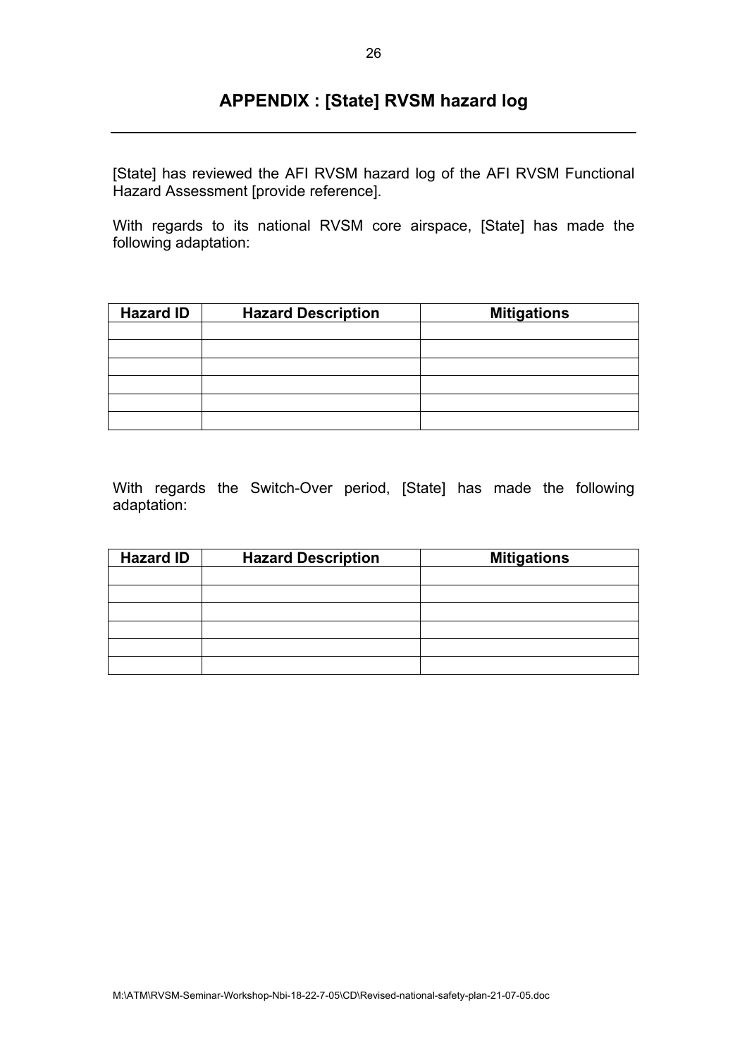# APPENDIX : [State] RVSM hazard log

[State] has reviewed the AFI RVSM hazard log of the AFI RVSM Functional Hazard Assessment [provide reference].

With regards to its national RVSM core airspace, [State] has made the following adaptation:

| Hazard ID | Hazard Description | Mitigations |
|---|---|---|
| | | |
| | | |
| | | |
| | | |
| | | |
| | | |

With regards the Switch-Over period, [State] has made the following adaptation:

| Hazard ID | Hazard Description | Mitigations |
|---|---|---|
| | | |
| | | |
| | | |
| | | |
| | | |
| | | |